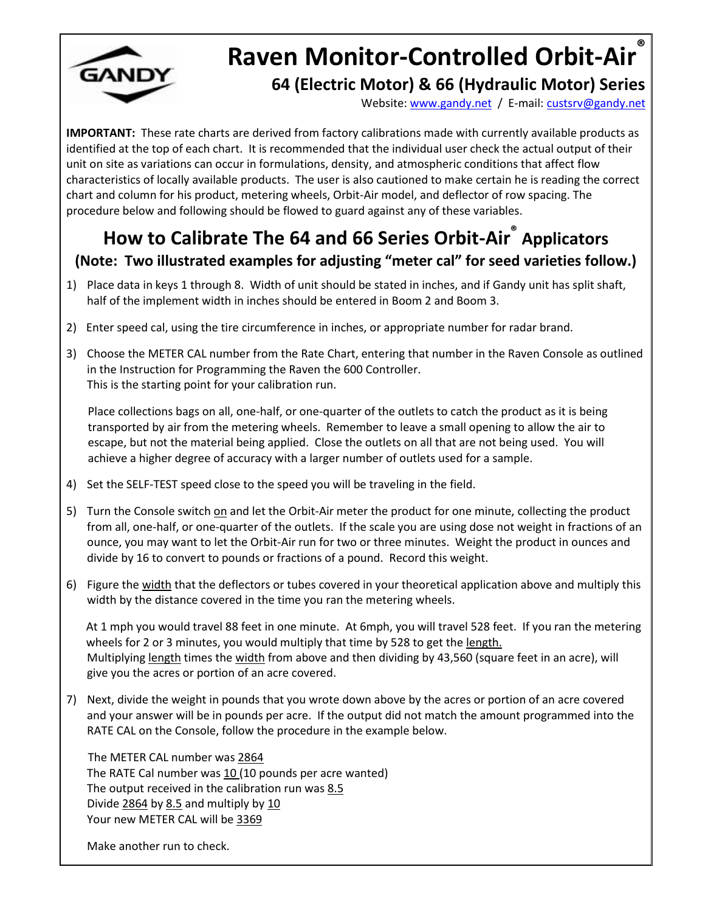# Raven Monitor-Controlled Orbit-Air®

## 64 (Electric Motor) & 66 (Hydraulic Motor) Series

Website: www.gandy.net / E-mail: custsrv@gandy.net

**IMPORTANT:** These rate charts are derived from factory calibrations made with currently available products as identified at the top of each chart. It is recommended that the individual user check the actual output of their unit on site as variations can occur in formulations, density, and atmospheric conditions that affect flow characteristics of locally available products. The user is also cautioned to make certain he is reading the correct chart and column for his product, metering wheels, Orbit-Air model, and deflector of row spacing. The procedure below and following should be flowed to guard against any of these variables.

## How to Calibrate The 64 and 66 Series Orbit-Air® Applicators

### (Note: Two illustrated examples for adjusting "meter cal" for seed varieties follow.)

1) Place data in keys 1 through 8. Width of unit should be stated in inches, and if Gandy unit has split shaft, half of the implement width in inches should be entered in Boom 2 and Boom 3.

2) Enter speed cal, using the tire circumference in inches, or appropriate number for radar brand.

3) Choose the METER CAL number from the Rate Chart, entering that number in the Raven Console as outlined in the Instruction for Programming the Raven the 600 Controller.
   This is the starting point for your calibration run.

   Place collections bags on all, one-half, or one-quarter of the outlets to catch the product as it is being transported by air from the metering wheels. Remember to leave a small opening to allow the air to escape, but not the material being applied. Close the outlets on all that are not being used. You will achieve a higher degree of accuracy with a larger number of outlets used for a sample.

4) Set the SELF-TEST speed close to the speed you will be traveling in the field.

5) Turn the Console switch <u>on</u> and let the Orbit-Air meter the product for one minute, collecting the product from all, one-half, or one-quarter of the outlets. If the scale you are using dose not weight in fractions of an ounce, you may want to let the Orbit-Air run for two or three minutes. Weight the product in ounces and divide by 16 to convert to pounds or fractions of a pound. Record this weight.

6) Figure the <u>width</u> that the deflectors or tubes covered in your theoretical application above and multiply this width by the distance covered in the time you ran the metering wheels.

   At 1 mph you would travel 88 feet in one minute. At 6mph, you will travel 528 feet. If you ran the metering wheels for 2 or 3 minutes, you would multiply that time by 528 to get the <u>length.</u>
   Multiplying <u>length</u> times the <u>width</u> from above and then dividing by 43,560 (square feet in an acre), will give you the acres or portion of an acre covered.

7) Next, divide the weight in pounds that you wrote down above by the acres or portion of an acre covered and your answer will be in pounds per acre. If the output did not match the amount programmed into the RATE CAL on the Console, follow the procedure in the example below.

   The METER CAL number was <u>2864</u>
   The RATE Cal number was <u>10</u> (10 pounds per acre wanted)
   The output received in the calibration run was <u>8.5</u>
   Divide <u>2864</u> by <u>8.5</u> and multiply by <u>10</u>
   Your new METER CAL will be <u>3369</u>

   Make another run to check.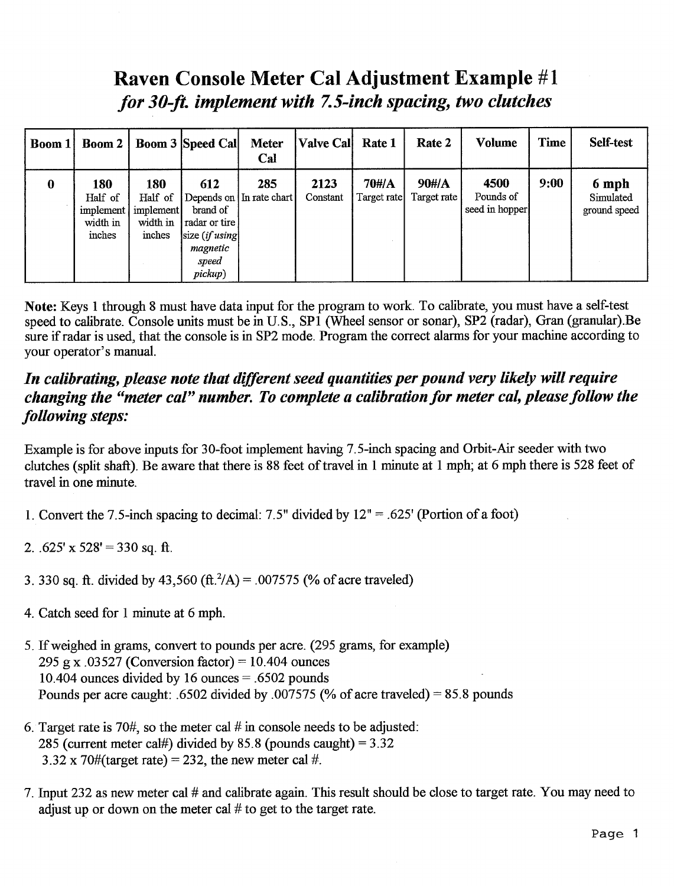# Raven Console Meter Cal Adjustment Example #1

## *for 30-ft. implement with 7.5-inch spacing, two clutches*

| Boom 1 | Boom 2 | Boom 3 | Speed Cal | Meter Cal | Valve Cal | Rate 1 | Rate 2 | Volume | Time | Self-test |
|---|---|---|---|---|---|---|---|---|---|---|
| **0** | **180** Half of implement width in inches | **180** Half of implement width in inches | **612** Depends on brand of radar or tire size (*if using magnetic speed pickup*) | **285** In rate chart | **2123** Constant | **70#/A** Target rate | **90#/A** Target rate | **4500** Pounds of seed in hopper | **9:00** | **6 mph** Simulated ground speed |

**Note:** Keys 1 through 8 must have data input for the program to work. To calibrate, you must have a self-test speed to calibrate. Console units must be in U.S., SP1 (Wheel sensor or sonar), SP2 (radar), Gran (granular).Be sure if radar is used, that the console is in SP2 mode. Program the correct alarms for your machine according to your operator's manual.

***In calibrating, please note that different seed quantities per pound very likely will require changing the "meter cal" number. To complete a calibration for meter cal, please follow the following steps:***

Example is for above inputs for 30-foot implement having 7.5-inch spacing and Orbit-Air seeder with two clutches (split shaft). Be aware that there is 88 feet of travel in 1 minute at 1 mph; at 6 mph there is 528 feet of travel in one minute.

1. Convert the 7.5-inch spacing to decimal: 7.5" divided by 12" = .625' (Portion of a foot)
2. .625' x 528' = 330 sq. ft.
3. 330 sq. ft. divided by 43,560 (ft.$^2$/A) = .007575 (% of acre traveled)
4. Catch seed for 1 minute at 6 mph.
5. If weighed in grams, convert to pounds per acre. (295 grams, for example)
   295 g x .03527 (Conversion factor) = 10.404 ounces
   10.404 ounces divided by 16 ounces = .6502 pounds
   Pounds per acre caught: .6502 divided by .007575 (% of acre traveled) = 85.8 pounds
6. Target rate is 70#, so the meter cal # in console needs to be adjusted:
   285 (current meter cal#) divided by 85.8 (pounds caught) = 3.32
   3.32 x 70#(target rate) = 232, the new meter cal #.
7. Input 232 as new meter cal # and calibrate again. This result should be close to target rate. You may need to adjust up or down on the meter cal # to get to the target rate.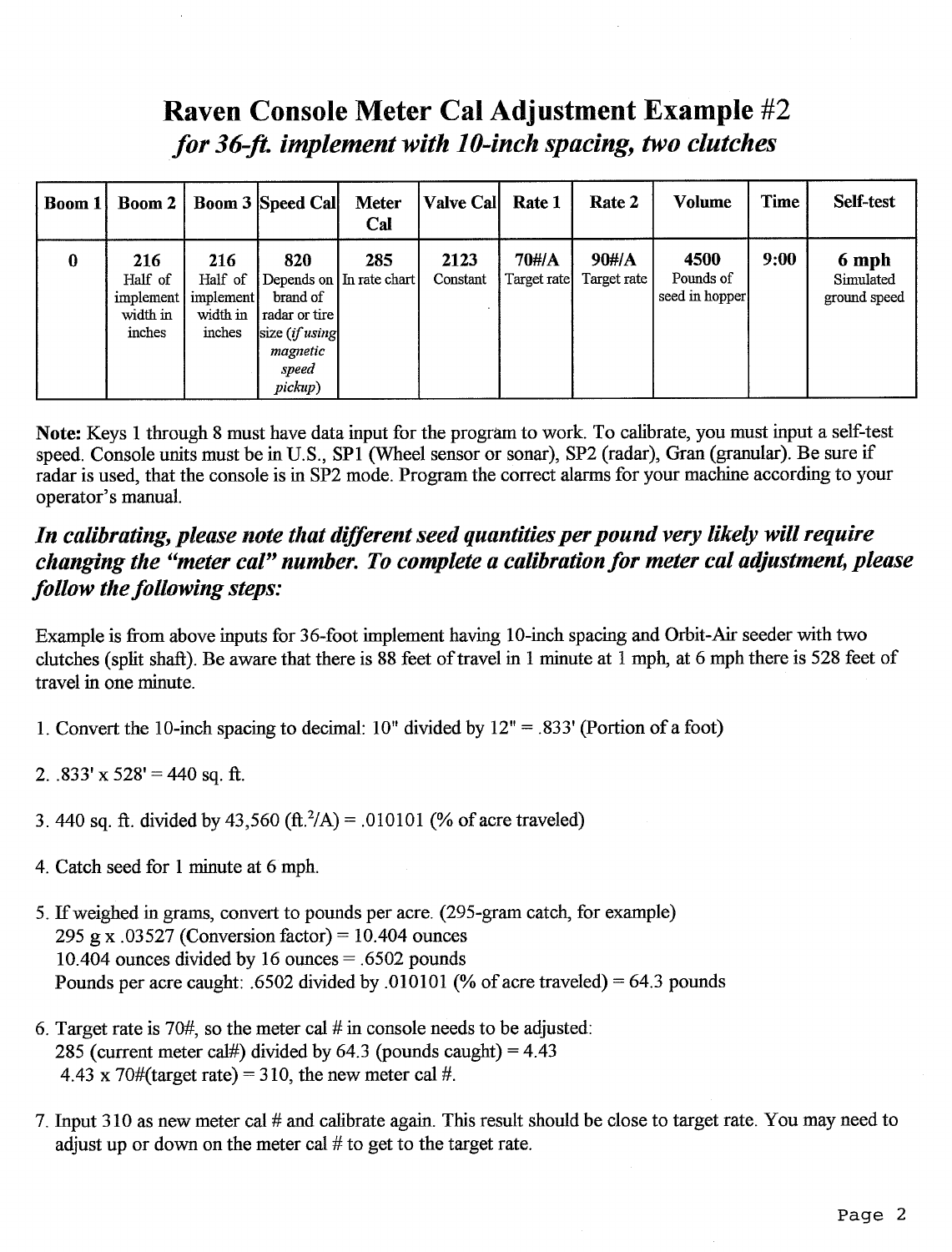# Raven Console Meter Cal Adjustment Example #2

## *for 36-ft. implement with 10-inch spacing, two clutches*

| Boom 1 | Boom 2 | Boom 3 | Speed Cal | Meter Cal | Valve Cal | Rate 1 | Rate 2 | Volume | Time | Self-test |
|---|---|---|---|---|---|---|---|---|---|---|
| **0** | **216** Half of implement width in inches | **216** Half of implement width in inches | **820** Depends on brand of radar or tire size (*if using magnetic speed pickup*) | **285** In rate chart | **2123** Constant | **70#/A** Target rate | **90#/A** Target rate | **4500** Pounds of seed in hopper | **9:00** | **6 mph** Simulated ground speed |

**Note:** Keys 1 through 8 must have data input for the program to work. To calibrate, you must input a self-test speed. Console units must be in U.S., SP1 (Wheel sensor or sonar), SP2 (radar), Gran (granular). Be sure if radar is used, that the console is in SP2 mode. Program the correct alarms for your machine according to your operator's manual.

***In calibrating, please note that different seed quantities per pound very likely will require changing the "meter cal" number. To complete a calibration for meter cal adjustment, please follow the following steps:***

Example is from above inputs for 36-foot implement having 10-inch spacing and Orbit-Air seeder with two clutches (split shaft). Be aware that there is 88 feet of travel in 1 minute at 1 mph, at 6 mph there is 528 feet of travel in one minute.

1. Convert the 10-inch spacing to decimal: 10" divided by 12" = .833' (Portion of a foot)

2. .833' x 528' = 440 sq. ft.

3. 440 sq. ft. divided by 43,560 ($ft.^2/A$) = .010101 (% of acre traveled)

4. Catch seed for 1 minute at 6 mph.

5. If weighed in grams, convert to pounds per acre. (295-gram catch, for example)
   295 g x .03527 (Conversion factor) = 10.404 ounces
   10.404 ounces divided by 16 ounces = .6502 pounds
   Pounds per acre caught: .6502 divided by .010101 (% of acre traveled) = 64.3 pounds

6. Target rate is 70#, so the meter cal # in console needs to be adjusted:
   285 (current meter cal#) divided by 64.3 (pounds caught) = 4.43
   4.43 x 70#(target rate) = 310, the new meter cal #.

7. Input 310 as new meter cal # and calibrate again. This result should be close to target rate. You may need to adjust up or down on the meter cal # to get to the target rate.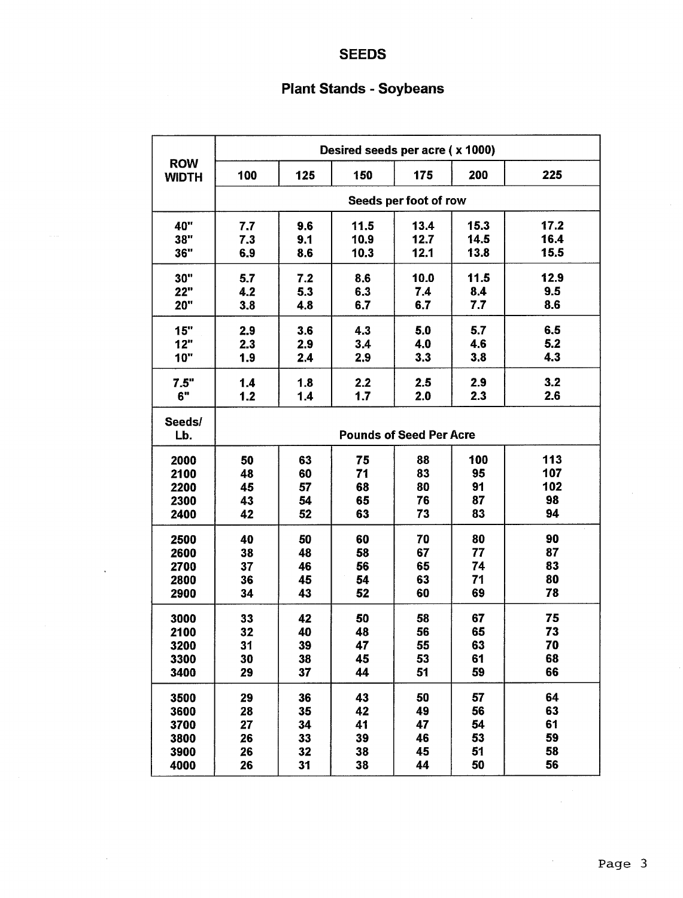# SEEDS

## Plant Stands - Soybeans

| ROW WIDTH | Desired seeds per acre ( x 1000) | | | | | |
|---|---|---|---|---|---|---|
| | 100 | 125 | 150 | 175 | 200 | 225 |
| | Seeds per foot of row | | | | | |
| 40" | 7.7 | 9.6 | 11.5 | 13.4 | 15.3 | 17.2 |
| 38" | 7.3 | 9.1 | 10.9 | 12.7 | 14.5 | 16.4 |
| 36" | 6.9 | 8.6 | 10.3 | 12.1 | 13.8 | 15.5 |
| 30" | 5.7 | 7.2 | 8.6 | 10.0 | 11.5 | 12.9 |
| 22" | 4.2 | 5.3 | 6.3 | 7.4 | 8.4 | 9.5 |
| 20" | 3.8 | 4.8 | 6.7 | 6.7 | 7.7 | 8.6 |
| 15" | 2.9 | 3.6 | 4.3 | 5.0 | 5.7 | 6.5 |
| 12" | 2.3 | 2.9 | 3.4 | 4.0 | 4.6 | 5.2 |
| 10" | 1.9 | 2.4 | 2.9 | 3.3 | 3.8 | 4.3 |
| 7.5" | 1.4 | 1.8 | 2.2 | 2.5 | 2.9 | 3.2 |
| 6" | 1.2 | 1.4 | 1.7 | 2.0 | 2.3 | 2.6 |
| Seeds/ Lb. | Pounds of Seed Per Acre | | | | | |
| 2000 | 50 | 63 | 75 | 88 | 100 | 113 |
| 2100 | 48 | 60 | 71 | 83 | 95 | 107 |
| 2200 | 45 | 57 | 68 | 80 | 91 | 102 |
| 2300 | 43 | 54 | 65 | 76 | 87 | 98 |
| 2400 | 42 | 52 | 63 | 73 | 83 | 94 |
| 2500 | 40 | 50 | 60 | 70 | 80 | 90 |
| 2600 | 38 | 48 | 58 | 67 | 77 | 87 |
| 2700 | 37 | 46 | 56 | 65 | 74 | 83 |
| 2800 | 36 | 45 | 54 | 63 | 71 | 80 |
| 2900 | 34 | 43 | 52 | 60 | 69 | 78 |
| 3000 | 33 | 42 | 50 | 58 | 67 | 75 |
| 2100 | 32 | 40 | 48 | 56 | 65 | 73 |
| 3200 | 31 | 39 | 47 | 55 | 63 | 70 |
| 3300 | 30 | 38 | 45 | 53 | 61 | 68 |
| 3400 | 29 | 37 | 44 | 51 | 59 | 66 |
| 3500 | 29 | 36 | 43 | 50 | 57 | 64 |
| 3600 | 28 | 35 | 42 | 49 | 56 | 63 |
| 3700 | 27 | 34 | 41 | 47 | 54 | 61 |
| 3800 | 26 | 33 | 39 | 46 | 53 | 59 |
| 3900 | 26 | 32 | 38 | 45 | 51 | 58 |
| 4000 | 26 | 31 | 38 | 44 | 50 | 56 |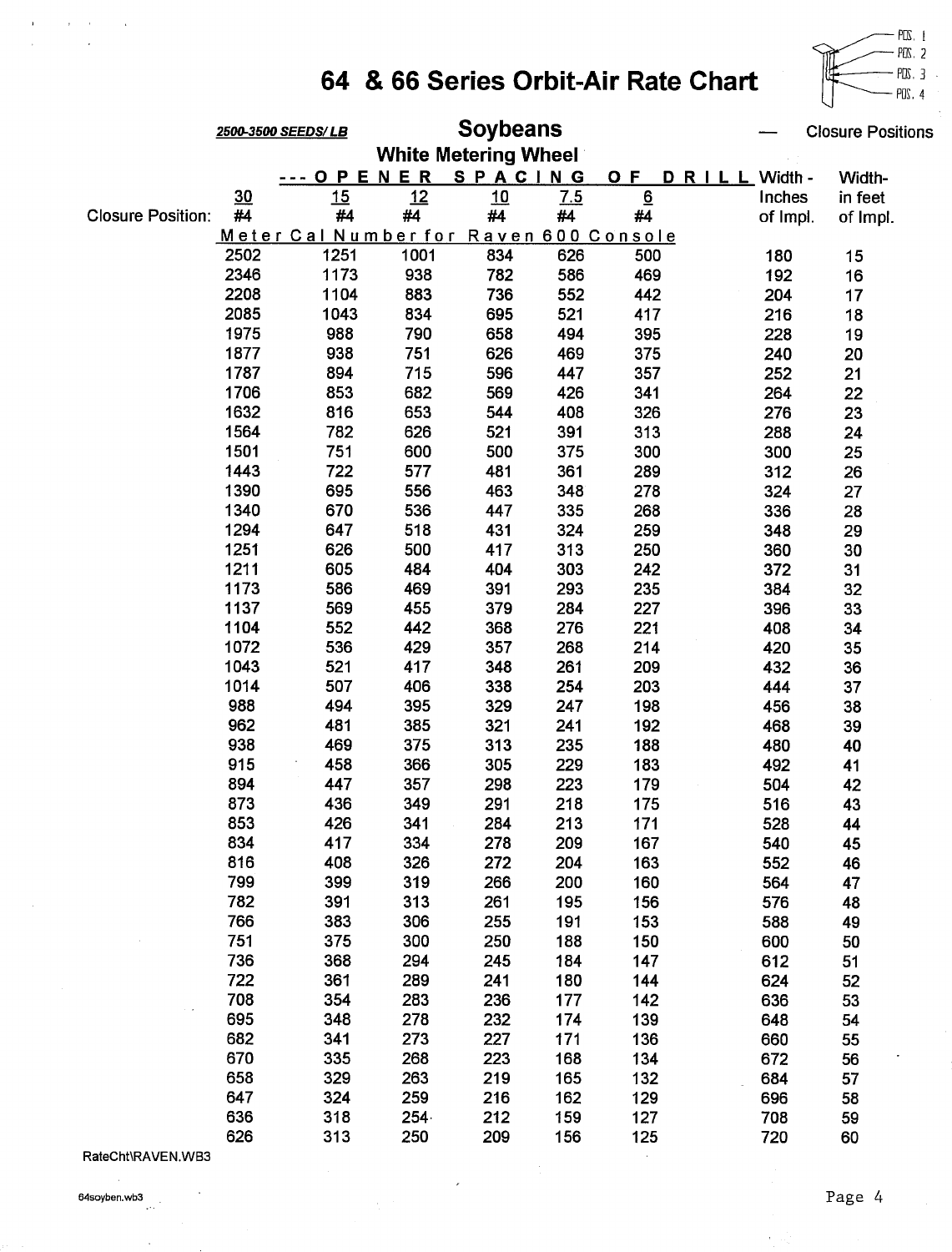# 64 & 66 Series Orbit-Air Rate Chart

POS. 1
POS. 2
POS. 3
POS. 4

**2500-3500 SEEDS/ LB** — **Soybeans** — Closure Positions

**White Metering Wheel**

| | --- OPENER SPACING OF DRILL | | | | | | Width - Inches of Impl. | Width- in feet of Impl. |
|---|---|---|---|---|---|---|---|---|
| | 30 | 15 | 12 | 10 | 7.5 | 6 | | |
| Closure Position: | #4 | #4 | #4 | #4 | #4 | #4 | | |
| | Meter Cal Number for Raven 600 Console | | | | | | | |
| | 2502 | 1251 | 1001 | 834 | 626 | 500 | 180 | 15 |
| | 2346 | 1173 | 938 | 782 | 586 | 469 | 192 | 16 |
| | 2208 | 1104 | 883 | 736 | 552 | 442 | 204 | 17 |
| | 2085 | 1043 | 834 | 695 | 521 | 417 | 216 | 18 |
| | 1975 | 988 | 790 | 658 | 494 | 395 | 228 | 19 |
| | 1877 | 938 | 751 | 626 | 469 | 375 | 240 | 20 |
| | 1787 | 894 | 715 | 596 | 447 | 357 | 252 | 21 |
| | 1706 | 853 | 682 | 569 | 426 | 341 | 264 | 22 |
| | 1632 | 816 | 653 | 544 | 408 | 326 | 276 | 23 |
| | 1564 | 782 | 626 | 521 | 391 | 313 | 288 | 24 |
| | 1501 | 751 | 600 | 500 | 375 | 300 | 300 | 25 |
| | 1443 | 722 | 577 | 481 | 361 | 289 | 312 | 26 |
| | 1390 | 695 | 556 | 463 | 348 | 278 | 324 | 27 |
| | 1340 | 670 | 536 | 447 | 335 | 268 | 336 | 28 |
| | 1294 | 647 | 518 | 431 | 324 | 259 | 348 | 29 |
| | 1251 | 626 | 500 | 417 | 313 | 250 | 360 | 30 |
| | 1211 | 605 | 484 | 404 | 303 | 242 | 372 | 31 |
| | 1173 | 586 | 469 | 391 | 293 | 235 | 384 | 32 |
| | 1137 | 569 | 455 | 379 | 284 | 227 | 396 | 33 |
| | 1104 | 552 | 442 | 368 | 276 | 221 | 408 | 34 |
| | 1072 | 536 | 429 | 357 | 268 | 214 | 420 | 35 |
| | 1043 | 521 | 417 | 348 | 261 | 209 | 432 | 36 |
| | 1014 | 507 | 406 | 338 | 254 | 203 | 444 | 37 |
| | 988 | 494 | 395 | 329 | 247 | 198 | 456 | 38 |
| | 962 | 481 | 385 | 321 | 241 | 192 | 468 | 39 |
| | 938 | 469 | 375 | 313 | 235 | 188 | 480 | 40 |
| | 915 | 458 | 366 | 305 | 229 | 183 | 492 | 41 |
| | 894 | 447 | 357 | 298 | 223 | 179 | 504 | 42 |
| | 873 | 436 | 349 | 291 | 218 | 175 | 516 | 43 |
| | 853 | 426 | 341 | 284 | 213 | 171 | 528 | 44 |
| | 834 | 417 | 334 | 278 | 209 | 167 | 540 | 45 |
| | 816 | 408 | 326 | 272 | 204 | 163 | 552 | 46 |
| | 799 | 399 | 319 | 266 | 200 | 160 | 564 | 47 |
| | 782 | 391 | 313 | 261 | 195 | 156 | 576 | 48 |
| | 766 | 383 | 306 | 255 | 191 | 153 | 588 | 49 |
| | 751 | 375 | 300 | 250 | 188 | 150 | 600 | 50 |
| | 736 | 368 | 294 | 245 | 184 | 147 | 612 | 51 |
| | 722 | 361 | 289 | 241 | 180 | 144 | 624 | 52 |
| | 708 | 354 | 283 | 236 | 177 | 142 | 636 | 53 |
| | 695 | 348 | 278 | 232 | 174 | 139 | 648 | 54 |
| | 682 | 341 | 273 | 227 | 171 | 136 | 660 | 55 |
| | 670 | 335 | 268 | 223 | 168 | 134 | 672 | 56 |
| | 658 | 329 | 263 | 219 | 165 | 132 | 684 | 57 |
| | 647 | 324 | 259 | 216 | 162 | 129 | 696 | 58 |
| | 636 | 318 | 254 | 212 | 159 | 127 | 708 | 59 |
| | 626 | 313 | 250 | 209 | 156 | 125 | 720 | 60 |

RateCht\RAVEN.WB3

64soyben.wb3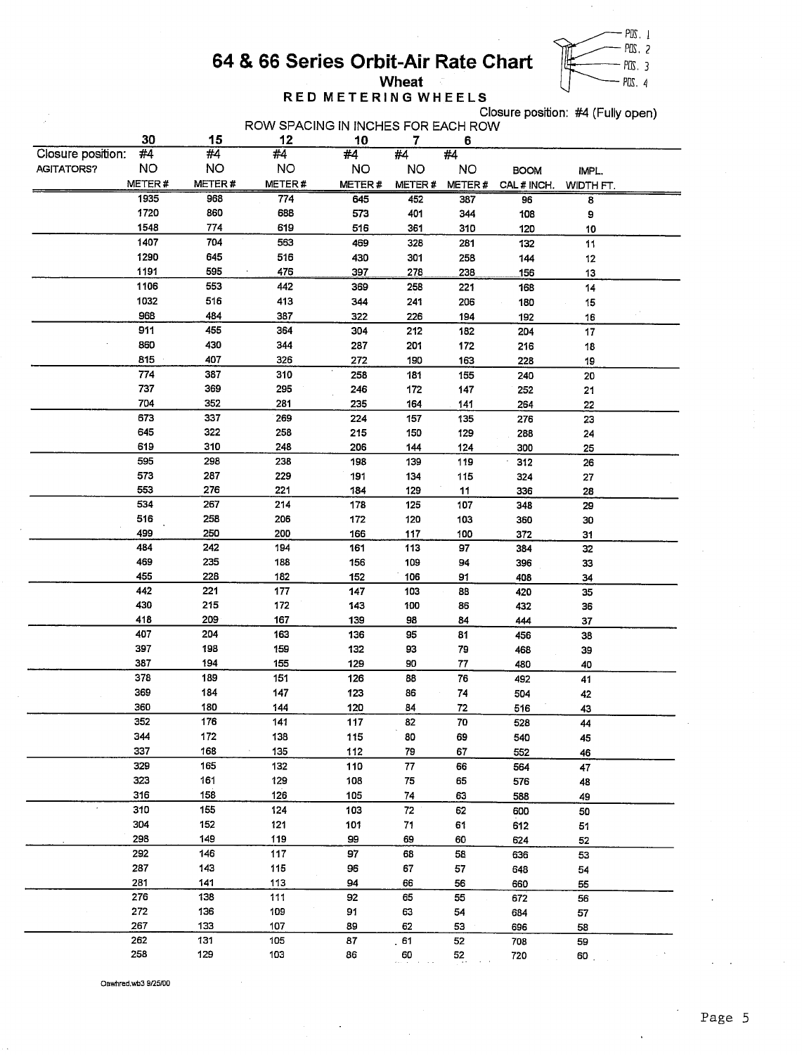# 64 & 66 Series Orbit-Air Rate Chart

## Wheat

### RED METERING WHEELS

POS. 1
POS. 2
POS. 3
POS. 4

Closure position: #4 (Fully open)

ROW SPACING IN INCHES FOR EACH ROW

| | 30 | 15 | 12 | 10 | 7 | 6 | | |
|---|---|---|---|---|---|---|---|---|
| Closure position: | #4 | #4 | #4 | #4 | #4 | #4 | | |
| AGITATORS? | NO | NO | NO | NO | NO | NO | BOOM | IMPL. |
| | METER # | METER # | METER # | METER # | METER # | METER # | CAL # INCH. | WIDTH FT. |
| | 1935 | 968 | 774 | 645 | 452 | 387 | 96 | 8 |
| | 1720 | 860 | 688 | 573 | 401 | 344 | 108 | 9 |
| | 1548 | 774 | 619 | 516 | 361 | 310 | 120 | 10 |
| | 1407 | 704 | 563 | 469 | 328 | 281 | 132 | 11 |
| | 1290 | 645 | 516 | 430 | 301 | 258 | 144 | 12 |
| | 1191 | 595 | 476 | 397 | 278 | 238 | 156 | 13 |
| | 1106 | 553 | 442 | 369 | 258 | 221 | 168 | 14 |
| | 1032 | 516 | 413 | 344 | 241 | 206 | 180 | 15 |
| | 968 | 484 | 387 | 322 | 226 | 194 | 192 | 16 |
| | 911 | 455 | 364 | 304 | 212 | 182 | 204 | 17 |
| | 860 | 430 | 344 | 287 | 201 | 172 | 216 | 18 |
| | 815 | 407 | 326 | 272 | 190 | 163 | 228 | 19 |
| | 774 | 387 | 310 | 258 | 181 | 155 | 240 | 20 |
| | 737 | 369 | 295 | 246 | 172 | 147 | 252 | 21 |
| | 704 | 352 | 281 | 235 | 164 | 141 | 264 | 22 |
| | 673 | 337 | 269 | 224 | 157 | 135 | 276 | 23 |
| | 645 | 322 | 258 | 215 | 150 | 129 | 288 | 24 |
| | 619 | 310 | 248 | 206 | 144 | 124 | 300 | 25 |
| | 595 | 298 | 238 | 198 | 139 | 119 | 312 | 26 |
| | 573 | 287 | 229 | 191 | 134 | 115 | 324 | 27 |
| | 553 | 276 | 221 | 184 | 129 | 11 | 336 | 28 |
| | 534 | 267 | 214 | 178 | 125 | 107 | 348 | 29 |
| | 516 | 258 | 206 | 172 | 120 | 103 | 360 | 30 |
| | 499 | 250 | 200 | 166 | 117 | 100 | 372 | 31 |
| | 484 | 242 | 194 | 161 | 113 | 97 | 384 | 32 |
| | 469 | 235 | 188 | 156 | 109 | 94 | 396 | 33 |
| | 455 | 228 | 182 | 152 | 106 | 91 | 408 | 34 |
| | 442 | 221 | 177 | 147 | 103 | 88 | 420 | 35 |
| | 430 | 215 | 172 | 143 | 100 | 86 | 432 | 36 |
| | 418 | 209 | 167 | 139 | 98 | 84 | 444 | 37 |
| | 407 | 204 | 163 | 136 | 95 | 81 | 456 | 38 |
| | 397 | 198 | 159 | 132 | 93 | 79 | 468 | 39 |
| | 387 | 194 | 155 | 129 | 90 | 77 | 480 | 40 |
| | 378 | 189 | 151 | 126 | 88 | 76 | 492 | 41 |
| | 369 | 184 | 147 | 123 | 86 | 74 | 504 | 42 |
| | 360 | 180 | 144 | 120 | 84 | 72 | 516 | 43 |
| | 352 | 176 | 141 | 117 | 82 | 70 | 528 | 44 |
| | 344 | 172 | 138 | 115 | 80 | 69 | 540 | 45 |
| | 337 | 168 | 135 | 112 | 79 | 67 | 552 | 46 |
| | 329 | 165 | 132 | 110 | 77 | 66 | 564 | 47 |
| | 323 | 161 | 129 | 108 | 75 | 65 | 576 | 48 |
| | 316 | 158 | 126 | 105 | 74 | 63 | 588 | 49 |
| | 310 | 155 | 124 | 103 | 72 | 62 | 600 | 50 |
| | 304 | 152 | 121 | 101 | 71 | 61 | 612 | 51 |
| | 298 | 149 | 119 | 99 | 69 | 60 | 624 | 52 |
| | 292 | 146 | 117 | 97 | 68 | 58 | 636 | 53 |
| | 287 | 143 | 115 | 96 | 67 | 57 | 648 | 54 |
| | 281 | 141 | 113 | 94 | 66 | 56 | 660 | 55 |
| | 276 | 138 | 111 | 92 | 65 | 55 | 672 | 56 |
| | 272 | 136 | 109 | 91 | 63 | 54 | 684 | 57 |
| | 267 | 133 | 107 | 89 | 62 | 53 | 696 | 58 |
| | 262 | 131 | 105 | 87 | 61 | 52 | 708 | 59 |
| | 258 | 129 | 103 | 86 | 60 | 52 | 720 | 60 |

Oawhred.wb3 9/25/00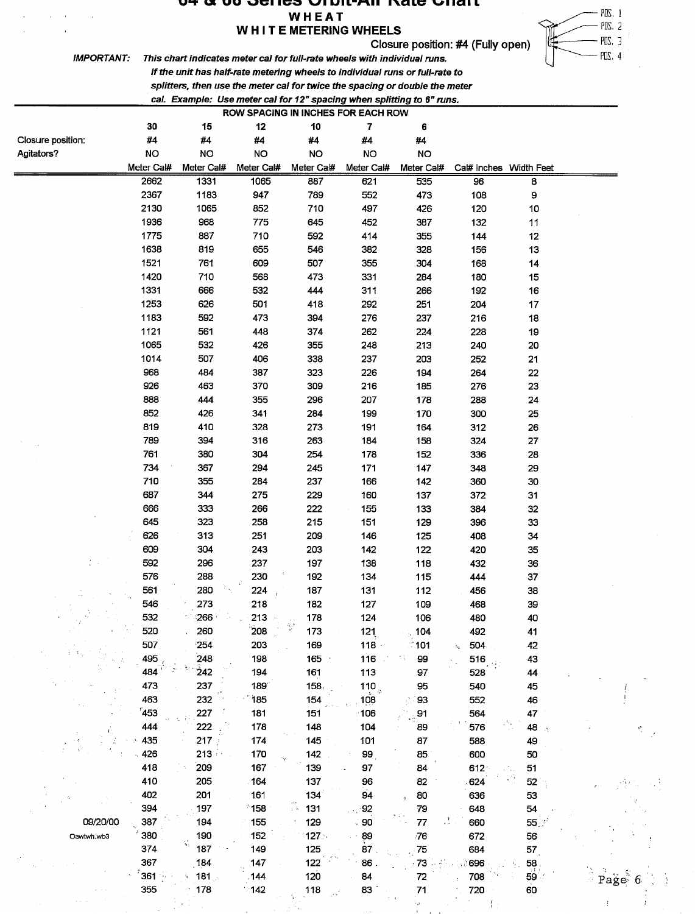# 64 & 66 Series Orbit-Air Rate Chart

## WHEAT

## WHITE METERING WHEELS

Closure position: #4 (Fully open)

POS. 1
POS. 2
POS. 3
POS. 4

**IMPORTANT:** ***This chart indicates meter cal for full-rate wheels with individual runs. If the unit has half-rate metering wheels to individual runs or full-rate to splitters, then use the meter cal for twice the spacing or double the meter cal. Example: Use meter cal for 12" spacing when splitting to 6" runs.***

ROW SPACING IN INCHES FOR EACH ROW

| | 30 | 15 | 12 | 10 | 7 | 6 | | |
|---|---|---|---|---|---|---|---|---|
| Closure position: | #4 | #4 | #4 | #4 | #4 | #4 | | |
| Agitators? | NO | NO | NO | NO | NO | NO | | |
| | Meter Cal# | Meter Cal# | Meter Cal# | Meter Cal# | Meter Cal# | Meter Cal# | Cal# Inches | Width Feet |
| | 2662 | 1331 | 1065 | 887 | 621 | 535 | 96 | 8 |
| | 2367 | 1183 | 947 | 789 | 552 | 473 | 108 | 9 |
| | 2130 | 1065 | 852 | 710 | 497 | 426 | 120 | 10 |
| | 1936 | 968 | 775 | 645 | 452 | 387 | 132 | 11 |
| | 1775 | 887 | 710 | 592 | 414 | 355 | 144 | 12 |
| | 1638 | 819 | 655 | 546 | 382 | 328 | 156 | 13 |
| | 1521 | 761 | 609 | 507 | 355 | 304 | 168 | 14 |
| | 1420 | 710 | 568 | 473 | 331 | 284 | 180 | 15 |
| | 1331 | 666 | 532 | 444 | 311 | 266 | 192 | 16 |
| | 1253 | 626 | 501 | 418 | 292 | 251 | 204 | 17 |
| | 1183 | 592 | 473 | 394 | 276 | 237 | 216 | 18 |
| | 1121 | 561 | 448 | 374 | 262 | 224 | 228 | 19 |
| | 1065 | 532 | 426 | 355 | 248 | 213 | 240 | 20 |
| | 1014 | 507 | 406 | 338 | 237 | 203 | 252 | 21 |
| | 968 | 484 | 387 | 323 | 226 | 194 | 264 | 22 |
| | 926 | 463 | 370 | 309 | 216 | 185 | 276 | 23 |
| | 888 | 444 | 355 | 296 | 207 | 178 | 288 | 24 |
| | 852 | 426 | 341 | 284 | 199 | 170 | 300 | 25 |
| | 819 | 410 | 328 | 273 | 191 | 164 | 312 | 26 |
| | 789 | 394 | 316 | 263 | 184 | 158 | 324 | 27 |
| | 761 | 380 | 304 | 254 | 178 | 152 | 336 | 28 |
| | 734 | 367 | 294 | 245 | 171 | 147 | 348 | 29 |
| | 710 | 355 | 284 | 237 | 166 | 142 | 360 | 30 |
| | 687 | 344 | 275 | 229 | 160 | 137 | 372 | 31 |
| | 666 | 333 | 266 | 222 | 155 | 133 | 384 | 32 |
| | 645 | 323 | 258 | 215 | 151 | 129 | 396 | 33 |
| | 626 | 313 | 251 | 209 | 146 | 125 | 408 | 34 |
| | 609 | 304 | 243 | 203 | 142 | 122 | 420 | 35 |
| | 592 | 296 | 237 | 197 | 138 | 118 | 432 | 36 |
| | 576 | 288 | 230 | 192 | 134 | 115 | 444 | 37 |
| | 561 | 280 | 224 | 187 | 131 | 112 | 456 | 38 |
| | 546 | 273 | 218 | 182 | 127 | 109 | 468 | 39 |
| | 532 | 266 | 213 | 178 | 124 | 106 | 480 | 40 |
| | 520 | 260 | 208 | 173 | 121 | 104 | 492 | 41 |
| | 507 | 254 | 203 | 169 | 118 | 101 | 504 | 42 |
| | 495 | 248 | 198 | 165 | 116 | 99 | 516 | 43 |
| | 484 | 242 | 194 | 161 | 113 | 97 | 528 | 44 |
| | 473 | 237 | 189 | 158 | 110 | 95 | 540 | 45 |
| | 463 | 232 | 185 | 154 | 108 | 93 | 552 | 46 |
| | 453 | 227 | 181 | 151 | 106 | 91 | 564 | 47 |
| | 444 | 222 | 178 | 148 | 104 | 89 | 576 | 48 |
| | 435 | 217 | 174 | 145 | 101 | 87 | 588 | 49 |
| | 426 | 213 | 170 | 142 | 99 | 85 | 600 | 50 |
| | 418 | 209 | 167 | 139 | 97 | 84 | 612 | 51 |
| | 410 | 205 | 164 | 137 | 96 | 82 | 624 | 52 |
| | 402 | 201 | 161 | 134 | 94 | 80 | 636 | 53 |
| | 394 | 197 | 158 | 131 | 92 | 79 | 648 | 54 |
| 09/20/00 | 387 | 194 | 155 | 129 | 90 | 77 | 660 | 55 |
| Oawtwh.wb3 | 380 | 190 | 152 | 127 | 89 | 76 | 672 | 56 |
| | 374 | 187 | 149 | 125 | 87 | 75 | 684 | 57 |
| | 367 | 184 | 147 | 122 | 86 | 73 | 696 | 58 |
| | 361 | 181 | 144 | 120 | 84 | 72 | 708 | 59 |
| | 355 | 178 | 142 | 118 | 83 | 71 | 720 | 60 |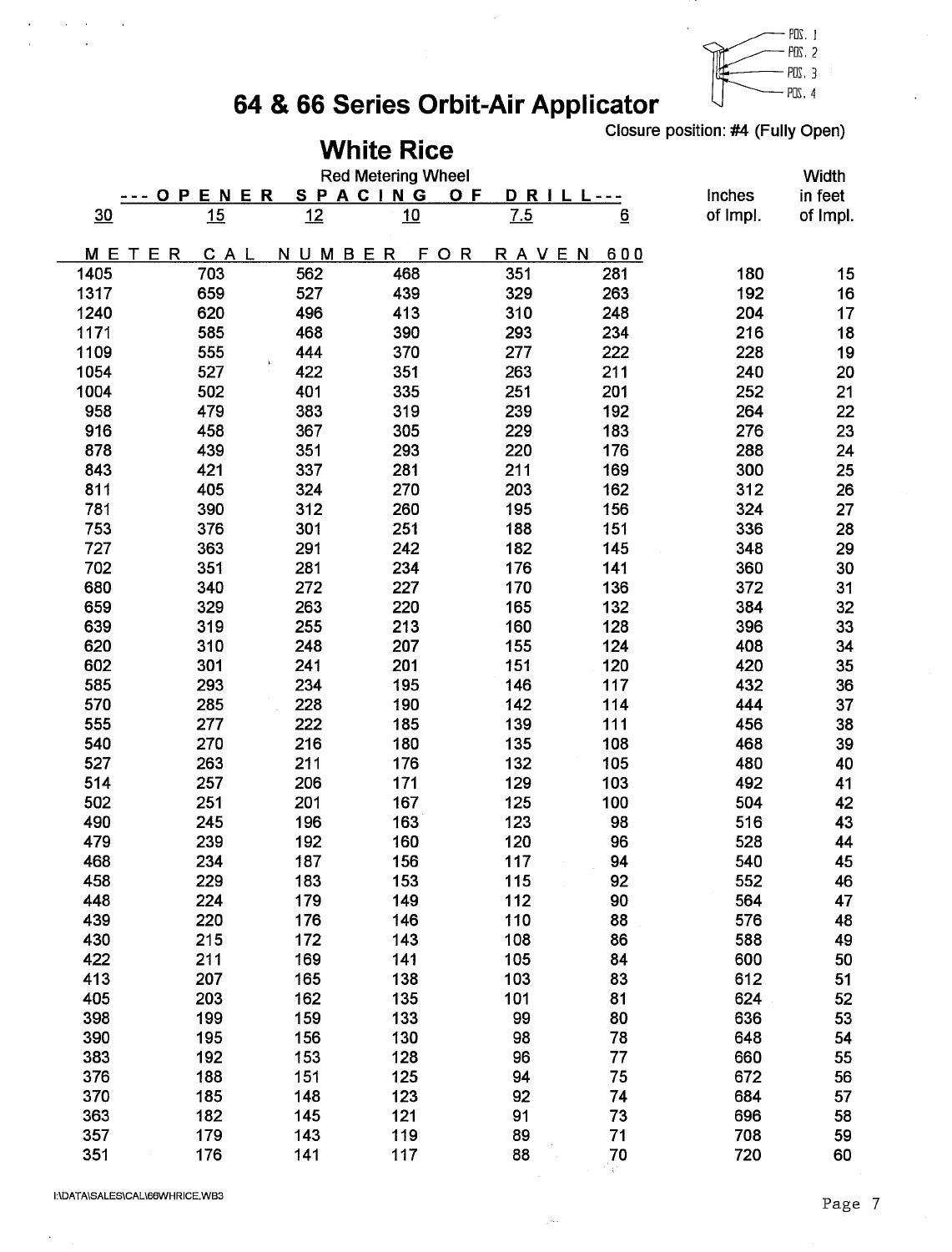# 64 & 66 Series Orbit-Air Applicator

POS. 1
POS. 2
POS. 3
POS. 4

Closure position: #4 (Fully Open)

## White Rice

Red Metering Wheel

| --- OPENER | SPACING | OF | DRILL--- | | | Inches | Width in feet |
|---|---|---|---|---|---|---|---|
| 30 | 15 | 12 | 10 | 7.5 | 6 | of Impl. | of Impl. |
| METER CAL NUMBER FOR RAVEN 600 | | | | | | | |
| 1405 | 703 | 562 | 468 | 351 | 281 | 180 | 15 |
| 1317 | 659 | 527 | 439 | 329 | 263 | 192 | 16 |
| 1240 | 620 | 496 | 413 | 310 | 248 | 204 | 17 |
| 1171 | 585 | 468 | 390 | 293 | 234 | 216 | 18 |
| 1109 | 555 | 444 | 370 | 277 | 222 | 228 | 19 |
| 1054 | 527 | 422 | 351 | 263 | 211 | 240 | 20 |
| 1004 | 502 | 401 | 335 | 251 | 201 | 252 | 21 |
| 958 | 479 | 383 | 319 | 239 | 192 | 264 | 22 |
| 916 | 458 | 367 | 305 | 229 | 183 | 276 | 23 |
| 878 | 439 | 351 | 293 | 220 | 176 | 288 | 24 |
| 843 | 421 | 337 | 281 | 211 | 169 | 300 | 25 |
| 811 | 405 | 324 | 270 | 203 | 162 | 312 | 26 |
| 781 | 390 | 312 | 260 | 195 | 156 | 324 | 27 |
| 753 | 376 | 301 | 251 | 188 | 151 | 336 | 28 |
| 727 | 363 | 291 | 242 | 182 | 145 | 348 | 29 |
| 702 | 351 | 281 | 234 | 176 | 141 | 360 | 30 |
| 680 | 340 | 272 | 227 | 170 | 136 | 372 | 31 |
| 659 | 329 | 263 | 220 | 165 | 132 | 384 | 32 |
| 639 | 319 | 255 | 213 | 160 | 128 | 396 | 33 |
| 620 | 310 | 248 | 207 | 155 | 124 | 408 | 34 |
| 602 | 301 | 241 | 201 | 151 | 120 | 420 | 35 |
| 585 | 293 | 234 | 195 | 146 | 117 | 432 | 36 |
| 570 | 285 | 228 | 190 | 142 | 114 | 444 | 37 |
| 555 | 277 | 222 | 185 | 139 | 111 | 456 | 38 |
| 540 | 270 | 216 | 180 | 135 | 108 | 468 | 39 |
| 527 | 263 | 211 | 176 | 132 | 105 | 480 | 40 |
| 514 | 257 | 206 | 171 | 129 | 103 | 492 | 41 |
| 502 | 251 | 201 | 167 | 125 | 100 | 504 | 42 |
| 490 | 245 | 196 | 163 | 123 | 98 | 516 | 43 |
| 479 | 239 | 192 | 160 | 120 | 96 | 528 | 44 |
| 468 | 234 | 187 | 156 | 117 | 94 | 540 | 45 |
| 458 | 229 | 183 | 153 | 115 | 92 | 552 | 46 |
| 448 | 224 | 179 | 149 | 112 | 90 | 564 | 47 |
| 439 | 220 | 176 | 146 | 110 | 88 | 576 | 48 |
| 430 | 215 | 172 | 143 | 108 | 86 | 588 | 49 |
| 422 | 211 | 169 | 141 | 105 | 84 | 600 | 50 |
| 413 | 207 | 165 | 138 | 103 | 83 | 612 | 51 |
| 405 | 203 | 162 | 135 | 101 | 81 | 624 | 52 |
| 398 | 199 | 159 | 133 | 99 | 80 | 636 | 53 |
| 390 | 195 | 156 | 130 | 98 | 78 | 648 | 54 |
| 383 | 192 | 153 | 128 | 96 | 77 | 660 | 55 |
| 376 | 188 | 151 | 125 | 94 | 75 | 672 | 56 |
| 370 | 185 | 148 | 123 | 92 | 74 | 684 | 57 |
| 363 | 182 | 145 | 121 | 91 | 73 | 696 | 58 |
| 357 | 179 | 143 | 119 | 89 | 71 | 708 | 59 |
| 351 | 176 | 141 | 117 | 88 | 70 | 720 | 60 |

I:\DATA\SALES\CAL\66WHRICE.WB3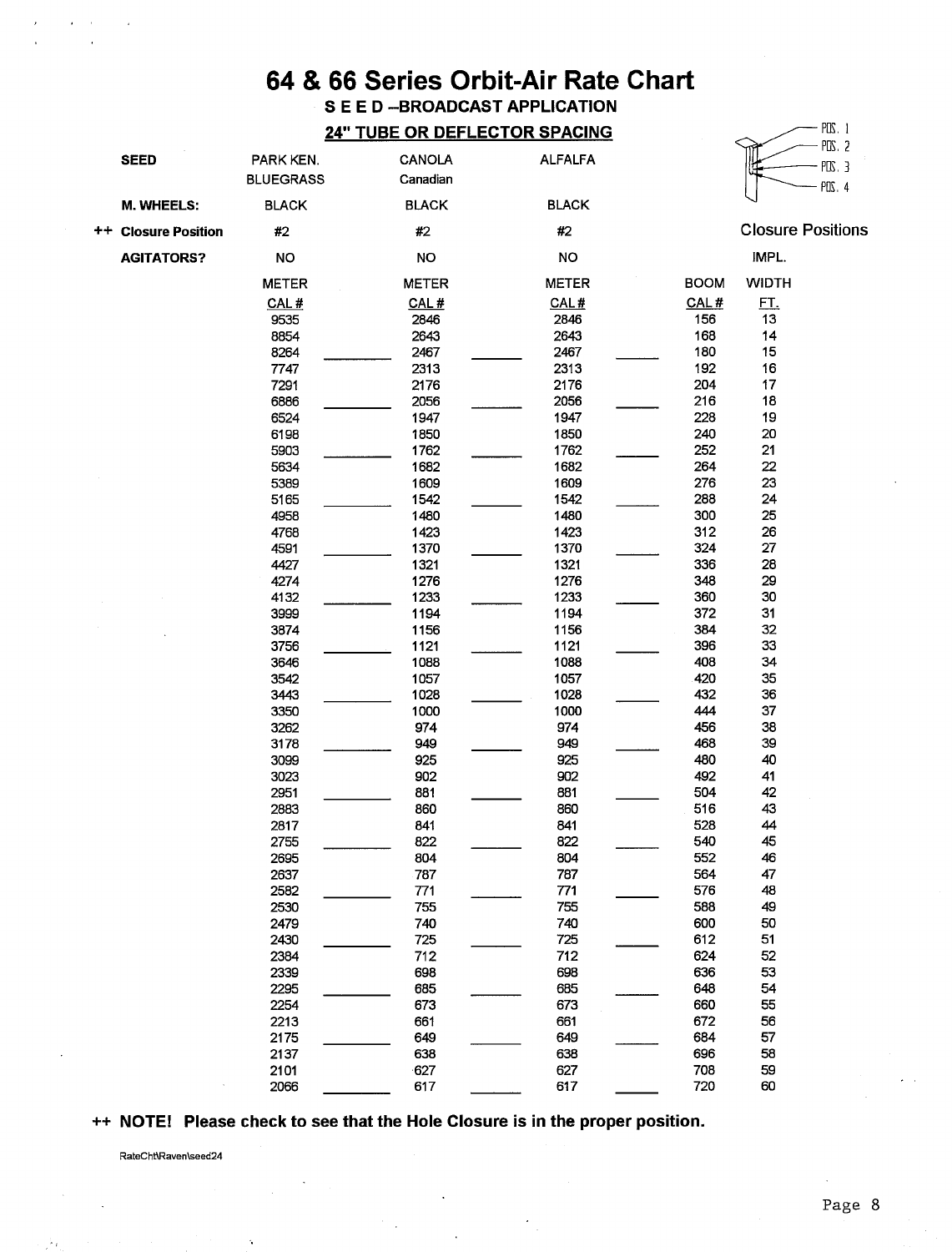# 64 & 66 Series Orbit-Air Rate Chart

**S E E D –BROADCAST APPLICATION**

**24" TUBE OR DEFLECTOR SPACING**

POS. 1
POS. 2
POS. 3
POS. 4

Closure Positions

| SEED | PARK KEN. BLUEGRASS | | CANOLA Canadian | | ALFALFA | | | |
|---|---|---|---|---|---|---|---|---|
| M. WHEELS: | BLACK | | BLACK | | BLACK | | | |
| ++ Closure Position | #2 | | #2 | | #2 | | | |
| AGITATORS? | NO | | NO | | NO | | | IMPL. |
| | METER CAL # | | METER CAL # | | METER CAL # | | BOOM CAL # | WIDTH FT. |
| | 9535 | | 2846 | | 2846 | | 156 | 13 |
| | 8854 | | 2643 | | 2643 | | 168 | 14 |
| | 8264 | | 2467 | | 2467 | | 180 | 15 |
| | 7747 | | 2313 | | 2313 | | 192 | 16 |
| | 7291 | | 2176 | | 2176 | | 204 | 17 |
| | 6886 | | 2056 | | 2056 | | 216 | 18 |
| | 6524 | | 1947 | | 1947 | | 228 | 19 |
| | 6198 | | 1850 | | 1850 | | 240 | 20 |
| | 5903 | | 1762 | | 1762 | | 252 | 21 |
| | 5634 | | 1682 | | 1682 | | 264 | 22 |
| | 5389 | | 1609 | | 1609 | | 276 | 23 |
| | 5165 | | 1542 | | 1542 | | 288 | 24 |
| | 4958 | | 1480 | | 1480 | | 300 | 25 |
| | 4768 | | 1423 | | 1423 | | 312 | 26 |
| | 4591 | | 1370 | | 1370 | | 324 | 27 |
| | 4427 | | 1321 | | 1321 | | 336 | 28 |
| | 4274 | | 1276 | | 1276 | | 348 | 29 |
| | 4132 | | 1233 | | 1233 | | 360 | 30 |
| | 3999 | | 1194 | | 1194 | | 372 | 31 |
| | 3874 | | 1156 | | 1156 | | 384 | 32 |
| | 3756 | | 1121 | | 1121 | | 396 | 33 |
| | 3646 | | 1088 | | 1088 | | 408 | 34 |
| | 3542 | | 1057 | | 1057 | | 420 | 35 |
| | 3443 | | 1028 | | 1028 | | 432 | 36 |
| | 3350 | | 1000 | | 1000 | | 444 | 37 |
| | 3262 | | 974 | | 974 | | 456 | 38 |
| | 3178 | | 949 | | 949 | | 468 | 39 |
| | 3099 | | 925 | | 925 | | 480 | 40 |
| | 3023 | | 902 | | 902 | | 492 | 41 |
| | 2951 | | 881 | | 881 | | 504 | 42 |
| | 2883 | | 860 | | 860 | | 516 | 43 |
| | 2817 | | 841 | | 841 | | 528 | 44 |
| | 2755 | | 822 | | 822 | | 540 | 45 |
| | 2695 | | 804 | | 804 | | 552 | 46 |
| | 2637 | | 787 | | 787 | | 564 | 47 |
| | 2582 | | 771 | | 771 | | 576 | 48 |
| | 2530 | | 755 | | 755 | | 588 | 49 |
| | 2479 | | 740 | | 740 | | 600 | 50 |
| | 2430 | | 725 | | 725 | | 612 | 51 |
| | 2384 | | 712 | | 712 | | 624 | 52 |
| | 2339 | | 698 | | 698 | | 636 | 53 |
| | 2295 | | 685 | | 685 | | 648 | 54 |
| | 2254 | | 673 | | 673 | | 660 | 55 |
| | 2213 | | 661 | | 661 | | 672 | 56 |
| | 2175 | | 649 | | 649 | | 684 | 57 |
| | 2137 | | 638 | | 638 | | 696 | 58 |
| | 2101 | | 627 | | 627 | | 708 | 59 |
| | 2066 | | 617 | | 617 | | 720 | 60 |

**++ NOTE! Please check to see that the Hole Closure is in the proper position.**

RateCht\Raven\seed24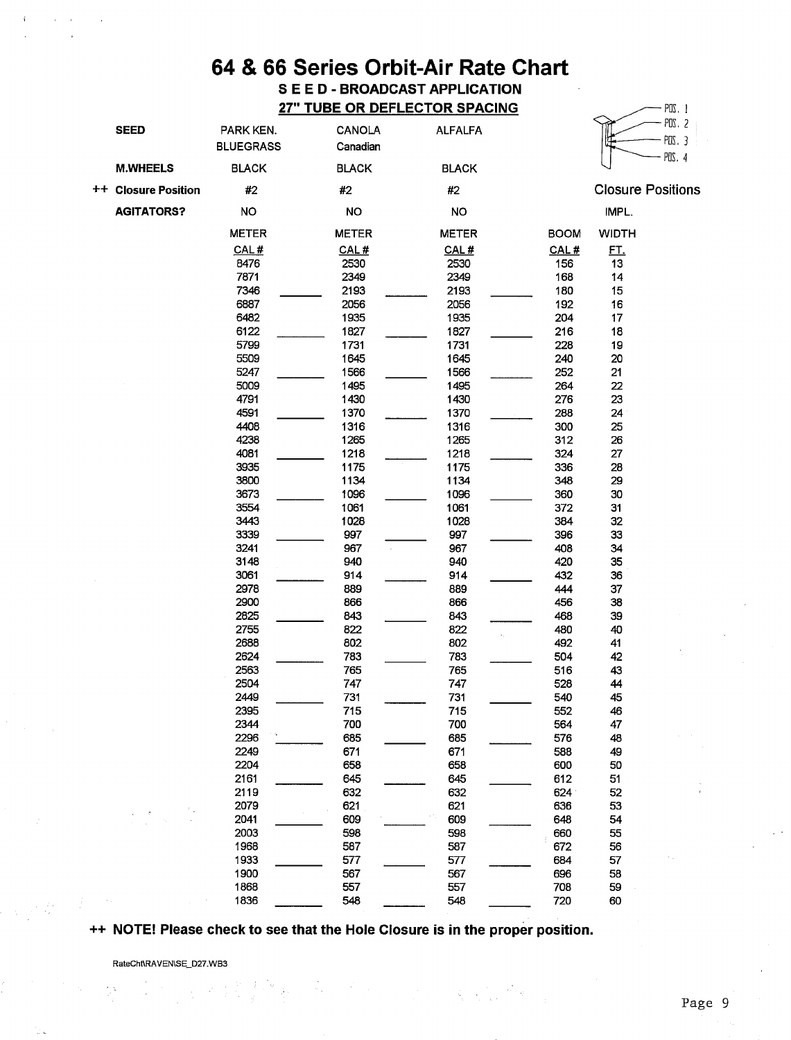# 64 & 66 Series Orbit-Air Rate Chart

## S E E D - BROADCAST APPLICATION

### 27" TUBE OR DEFLECTOR SPACING

Closure Positions: POS. 1, POS. 2, POS. 3, POS. 4

| SEED | PARK KEN. BLUEGRASS | | CANOLA Canadian | | ALFALFA | | | |
|---|---|---|---|---|---|---|---|---|
| M.WHEELS | BLACK | | BLACK | | BLACK | | | |
| ++ Closure Position | #2 | | #2 | | #2 | | | |
| AGITATORS? | NO | | NO | | NO | | IMPL. | |
| | METER CAL # | | METER CAL # | | METER CAL # | | BOOM CAL # | WIDTH FT. |
| | 8476 | | 2530 | | 2530 | | 156 | 13 |
| | 7871 | | 2349 | | 2349 | | 168 | 14 |
| | 7346 | | 2193 | | 2193 | | 180 | 15 |
| | 6887 | | 2056 | | 2056 | | 192 | 16 |
| | 6482 | | 1935 | | 1935 | | 204 | 17 |
| | 6122 | | 1827 | | 1827 | | 216 | 18 |
| | 5799 | | 1731 | | 1731 | | 228 | 19 |
| | 5509 | | 1645 | | 1645 | | 240 | 20 |
| | 5247 | | 1566 | | 1566 | | 252 | 21 |
| | 5009 | | 1495 | | 1495 | | 264 | 22 |
| | 4791 | | 1430 | | 1430 | | 276 | 23 |
| | 4591 | | 1370 | | 1370 | | 288 | 24 |
| | 4408 | | 1316 | | 1316 | | 300 | 25 |
| | 4238 | | 1265 | | 1265 | | 312 | 26 |
| | 4081 | | 1218 | | 1218 | | 324 | 27 |
| | 3935 | | 1175 | | 1175 | | 336 | 28 |
| | 3800 | | 1134 | | 1134 | | 348 | 29 |
| | 3673 | | 1096 | | 1096 | | 360 | 30 |
| | 3554 | | 1061 | | 1061 | | 372 | 31 |
| | 3443 | | 1028 | | 1028 | | 384 | 32 |
| | 3339 | | 997 | | 997 | | 396 | 33 |
| | 3241 | | 967 | | 967 | | 408 | 34 |
| | 3148 | | 940 | | 940 | | 420 | 35 |
| | 3061 | | 914 | | 914 | | 432 | 36 |
| | 2978 | | 889 | | 889 | | 444 | 37 |
| | 2900 | | 866 | | 866 | | 456 | 38 |
| | 2825 | | 843 | | 843 | | 468 | 39 |
| | 2755 | | 822 | | 822 | | 480 | 40 |
| | 2688 | | 802 | | 802 | | 492 | 41 |
| | 2624 | | 783 | | 783 | | 504 | 42 |
| | 2563 | | 765 | | 765 | | 516 | 43 |
| | 2504 | | 747 | | 747 | | 528 | 44 |
| | 2449 | | 731 | | 731 | | 540 | 45 |
| | 2395 | | 715 | | 715 | | 552 | 46 |
| | 2344 | | 700 | | 700 | | 564 | 47 |
| | 2296 | | 685 | | 685 | | 576 | 48 |
| | 2249 | | 671 | | 671 | | 588 | 49 |
| | 2204 | | 658 | | 658 | | 600 | 50 |
| | 2161 | | 645 | | 645 | | 612 | 51 |
| | 2119 | | 632 | | 632 | | 624 | 52 |
| | 2079 | | 621 | | 621 | | 636 | 53 |
| | 2041 | | 609 | | 609 | | 648 | 54 |
| | 2003 | | 598 | | 598 | | 660 | 55 |
| | 1968 | | 587 | | 587 | | 672 | 56 |
| | 1933 | | 577 | | 577 | | 684 | 57 |
| | 1900 | | 567 | | 567 | | 696 | 58 |
| | 1868 | | 557 | | 557 | | 708 | 59 |
| | 1836 | | 548 | | 548 | | 720 | 60 |

**++ NOTE! Please check to see that the Hole Closure is in the proper position.**

RateCht\RAVEN\SE_D27.WB3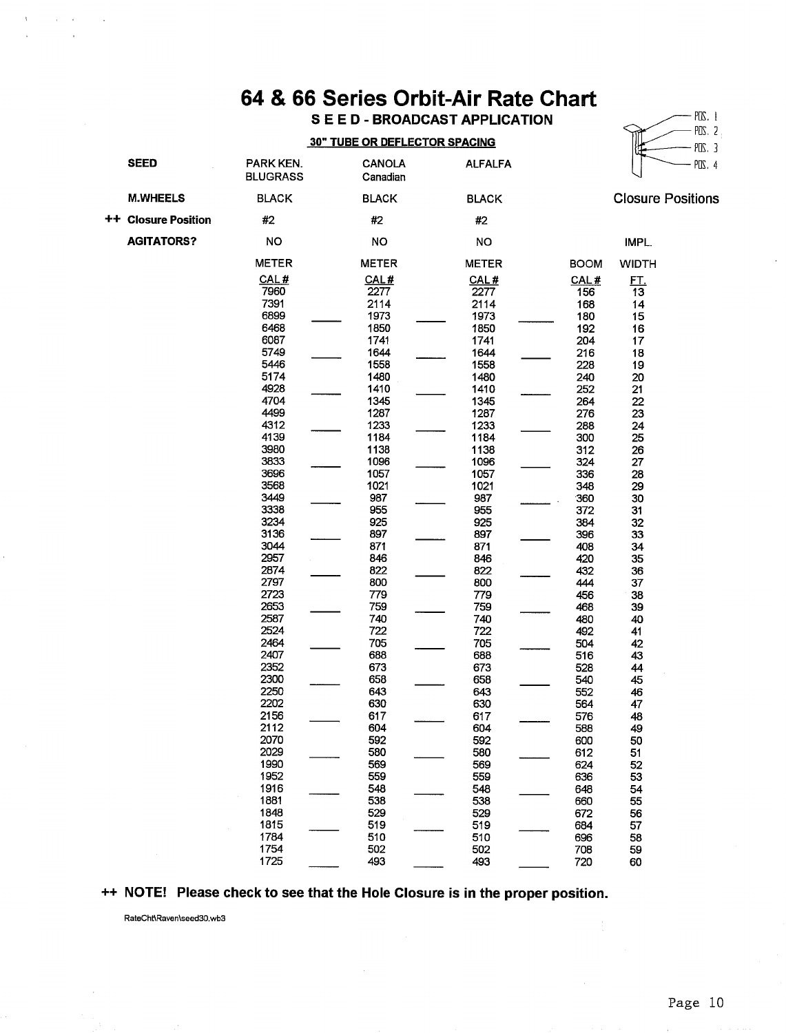# 64 & 66 Series Orbit-Air Rate Chart

## S E E D - BROADCAST APPLICATION

**30" TUBE OR DEFLECTOR SPACING**

POS. 1
POS. 2
POS. 3
POS. 4

Closure Positions

| SEED | PARK KEN. BLUGRASS | | CANOLA Canadian | | ALFALFA | | | |
|---|---|---|---|---|---|---|---|---|
| M.WHEELS | BLACK | | BLACK | | BLACK | | | |
| ++ Closure Position | #2 | | #2 | | #2 | | | |
| AGITATORS? | NO | | NO | | NO | | | IMPL. |
| | METER | | METER | | METER | | BOOM | WIDTH |
| | CAL # | | CAL # | | CAL # | | CAL # | FT. |
| | 7960 | | 2277 | | 2277 | | 156 | 13 |
| | 7391 | | 2114 | | 2114 | | 168 | 14 |
| | 6899 | ____ | 1973 | ____ | 1973 | ____ | 180 | 15 |
| | 6468 | | 1850 | | 1850 | | 192 | 16 |
| | 6087 | | 1741 | | 1741 | | 204 | 17 |
| | 5749 | ____ | 1644 | ____ | 1644 | ____ | 216 | 18 |
| | 5446 | | 1558 | | 1558 | | 228 | 19 |
| | 5174 | | 1480 | | 1480 | | 240 | 20 |
| | 4928 | ____ | 1410 | ____ | 1410 | ____ | 252 | 21 |
| | 4704 | | 1345 | | 1345 | | 264 | 22 |
| | 4499 | | 1287 | | 1287 | | 276 | 23 |
| | 4312 | ____ | 1233 | ____ | 1233 | ____ | 288 | 24 |
| | 4139 | | 1184 | | 1184 | | 300 | 25 |
| | 3980 | | 1138 | | 1138 | | 312 | 26 |
| | 3833 | ____ | 1096 | ____ | 1096 | ____ | 324 | 27 |
| | 3696 | | 1057 | | 1057 | | 336 | 28 |
| | 3568 | | 1021 | | 1021 | | 348 | 29 |
| | 3449 | ____ | 987 | ____ | 987 | ____ | 360 | 30 |
| | 3338 | | 955 | | 955 | | 372 | 31 |
| | 3234 | | 925 | | 925 | | 384 | 32 |
| | 3136 | ____ | 897 | ____ | 897 | ____ | 396 | 33 |
| | 3044 | | 871 | | 871 | | 408 | 34 |
| | 2957 | | 846 | | 846 | | 420 | 35 |
| | 2874 | ____ | 822 | ____ | 822 | ____ | 432 | 36 |
| | 2797 | | 800 | | 800 | | 444 | 37 |
| | 2723 | | 779 | | 779 | | 456 | 38 |
| | 2653 | ____ | 759 | ____ | 759 | ____ | 468 | 39 |
| | 2587 | | 740 | | 740 | | 480 | 40 |
| | 2524 | | 722 | | 722 | | 492 | 41 |
| | 2464 | ____ | 705 | ____ | 705 | ____ | 504 | 42 |
| | 2407 | | 688 | | 688 | | 516 | 43 |
| | 2352 | | 673 | | 673 | | 528 | 44 |
| | 2300 | ____ | 658 | ____ | 658 | ____ | 540 | 45 |
| | 2250 | | 643 | | 643 | | 552 | 46 |
| | 2202 | | 630 | | 630 | | 564 | 47 |
| | 2156 | ____ | 617 | ____ | 617 | ____ | 576 | 48 |
| | 2112 | | 604 | | 604 | | 588 | 49 |
| | 2070 | | 592 | | 592 | | 600 | 50 |
| | 2029 | ____ | 580 | ____ | 580 | ____ | 612 | 51 |
| | 1990 | | 569 | | 569 | | 624 | 52 |
| | 1952 | | 559 | | 559 | | 636 | 53 |
| | 1916 | ____ | 548 | ____ | 548 | ____ | 648 | 54 |
| | 1881 | | 538 | | 538 | | 660 | 55 |
| | 1848 | | 529 | | 529 | | 672 | 56 |
| | 1815 | ____ | 519 | ____ | 519 | ____ | 684 | 57 |
| | 1784 | | 510 | | 510 | | 696 | 58 |
| | 1754 | | 502 | | 502 | | 708 | 59 |
| | 1725 | ____ | 493 | ____ | 493 | ____ | 720 | 60 |

**++ NOTE! Please check to see that the Hole Closure is in the proper position.**

RateCht\Raven\seed30.wb3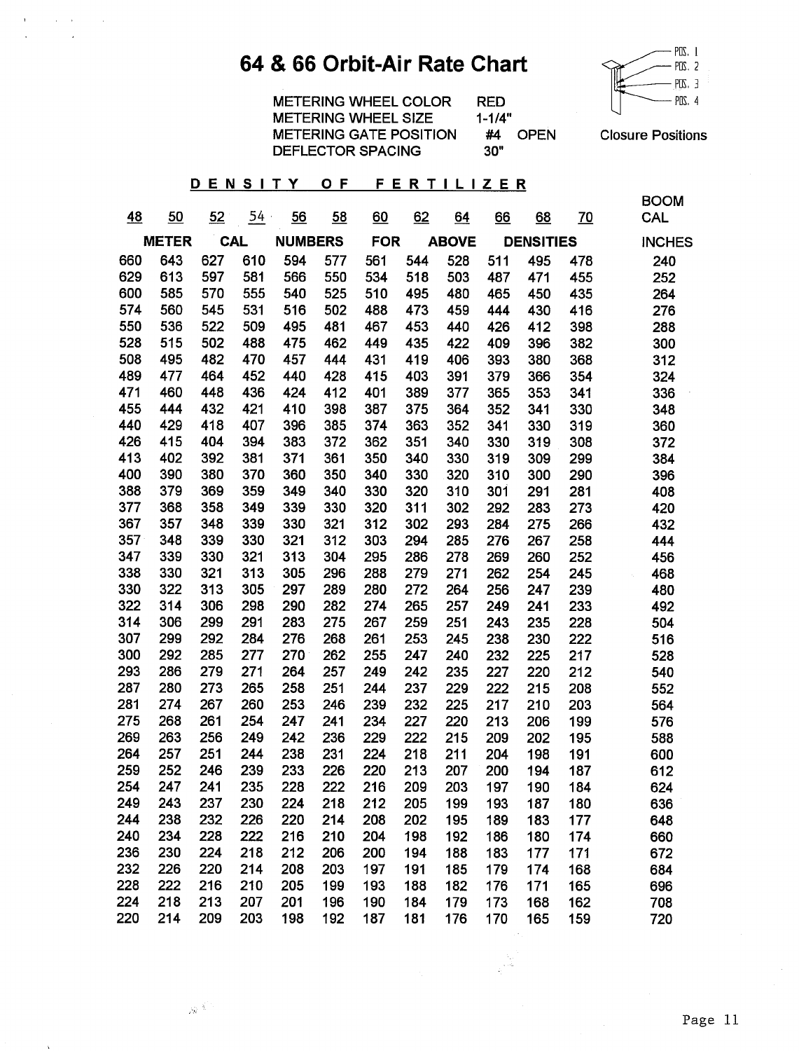# 64 & 66 Orbit-Air Rate Chart

METERING WHEEL COLOR RED
METERING WHEEL SIZE 1-1/4"
METERING GATE POSITION #4 OPEN
DEFLECTOR SPACING 30"

POS. 1
POS. 2
POS. 3
POS. 4

Closure Positions

| DENSITY OF FERTILIZER | | | | | | | | | | | | BOOM CAL |
|---|---|---|---|---|---|---|---|---|---|---|---|---|
| 48 | 50 | 52 | 54 | 56 | 58 | 60 | 62 | 64 | 66 | 68 | 70 | |
| METER CAL NUMBERS FOR ABOVE DENSITIES | | | | | | | | | | | | INCHES |
| 660 | 643 | 627 | 610 | 594 | 577 | 561 | 544 | 528 | 511 | 495 | 478 | 240 |
| 629 | 613 | 597 | 581 | 566 | 550 | 534 | 518 | 503 | 487 | 471 | 455 | 252 |
| 600 | 585 | 570 | 555 | 540 | 525 | 510 | 495 | 480 | 465 | 450 | 435 | 264 |
| 574 | 560 | 545 | 531 | 516 | 502 | 488 | 473 | 459 | 444 | 430 | 416 | 276 |
| 550 | 536 | 522 | 509 | 495 | 481 | 467 | 453 | 440 | 426 | 412 | 398 | 288 |
| 528 | 515 | 502 | 488 | 475 | 462 | 449 | 435 | 422 | 409 | 396 | 382 | 300 |
| 508 | 495 | 482 | 470 | 457 | 444 | 431 | 419 | 406 | 393 | 380 | 368 | 312 |
| 489 | 477 | 464 | 452 | 440 | 428 | 415 | 403 | 391 | 379 | 366 | 354 | 324 |
| 471 | 460 | 448 | 436 | 424 | 412 | 401 | 389 | 377 | 365 | 353 | 341 | 336 |
| 455 | 444 | 432 | 421 | 410 | 398 | 387 | 375 | 364 | 352 | 341 | 330 | 348 |
| 440 | 429 | 418 | 407 | 396 | 385 | 374 | 363 | 352 | 341 | 330 | 319 | 360 |
| 426 | 415 | 404 | 394 | 383 | 372 | 362 | 351 | 340 | 330 | 319 | 308 | 372 |
| 413 | 402 | 392 | 381 | 371 | 361 | 350 | 340 | 330 | 319 | 309 | 299 | 384 |
| 400 | 390 | 380 | 370 | 360 | 350 | 340 | 330 | 320 | 310 | 300 | 290 | 396 |
| 388 | 379 | 369 | 359 | 349 | 340 | 330 | 320 | 310 | 301 | 291 | 281 | 408 |
| 377 | 368 | 358 | 349 | 339 | 330 | 320 | 311 | 302 | 292 | 283 | 273 | 420 |
| 367 | 357 | 348 | 339 | 330 | 321 | 312 | 302 | 293 | 284 | 275 | 266 | 432 |
| 357 | 348 | 339 | 330 | 321 | 312 | 303 | 294 | 285 | 276 | 267 | 258 | 444 |
| 347 | 339 | 330 | 321 | 313 | 304 | 295 | 286 | 278 | 269 | 260 | 252 | 456 |
| 338 | 330 | 321 | 313 | 305 | 296 | 288 | 279 | 271 | 262 | 254 | 245 | 468 |
| 330 | 322 | 313 | 305 | 297 | 289 | 280 | 272 | 264 | 256 | 247 | 239 | 480 |
| 322 | 314 | 306 | 298 | 290 | 282 | 274 | 265 | 257 | 249 | 241 | 233 | 492 |
| 314 | 306 | 299 | 291 | 283 | 275 | 267 | 259 | 251 | 243 | 235 | 228 | 504 |
| 307 | 299 | 292 | 284 | 276 | 268 | 261 | 253 | 245 | 238 | 230 | 222 | 516 |
| 300 | 292 | 285 | 277 | 270 | 262 | 255 | 247 | 240 | 232 | 225 | 217 | 528 |
| 293 | 286 | 279 | 271 | 264 | 257 | 249 | 242 | 235 | 227 | 220 | 212 | 540 |
| 287 | 280 | 273 | 265 | 258 | 251 | 244 | 237 | 229 | 222 | 215 | 208 | 552 |
| 281 | 274 | 267 | 260 | 253 | 246 | 239 | 232 | 225 | 217 | 210 | 203 | 564 |
| 275 | 268 | 261 | 254 | 247 | 241 | 234 | 227 | 220 | 213 | 206 | 199 | 576 |
| 269 | 263 | 256 | 249 | 242 | 236 | 229 | 222 | 215 | 209 | 202 | 195 | 588 |
| 264 | 257 | 251 | 244 | 238 | 231 | 224 | 218 | 211 | 204 | 198 | 191 | 600 |
| 259 | 252 | 246 | 239 | 233 | 226 | 220 | 213 | 207 | 200 | 194 | 187 | 612 |
| 254 | 247 | 241 | 235 | 228 | 222 | 216 | 209 | 203 | 197 | 190 | 184 | 624 |
| 249 | 243 | 237 | 230 | 224 | 218 | 212 | 205 | 199 | 193 | 187 | 180 | 636 |
| 244 | 238 | 232 | 226 | 220 | 214 | 208 | 202 | 195 | 189 | 183 | 177 | 648 |
| 240 | 234 | 228 | 222 | 216 | 210 | 204 | 198 | 192 | 186 | 180 | 174 | 660 |
| 236 | 230 | 224 | 218 | 212 | 206 | 200 | 194 | 188 | 183 | 177 | 171 | 672 |
| 232 | 226 | 220 | 214 | 208 | 203 | 197 | 191 | 185 | 179 | 174 | 168 | 684 |
| 228 | 222 | 216 | 210 | 205 | 199 | 193 | 188 | 182 | 176 | 171 | 165 | 696 |
| 224 | 218 | 213 | 207 | 201 | 196 | 190 | 184 | 179 | 173 | 168 | 162 | 708 |
| 220 | 214 | 209 | 203 | 198 | 192 | 187 | 181 | 176 | 170 | 165 | 159 | 720 |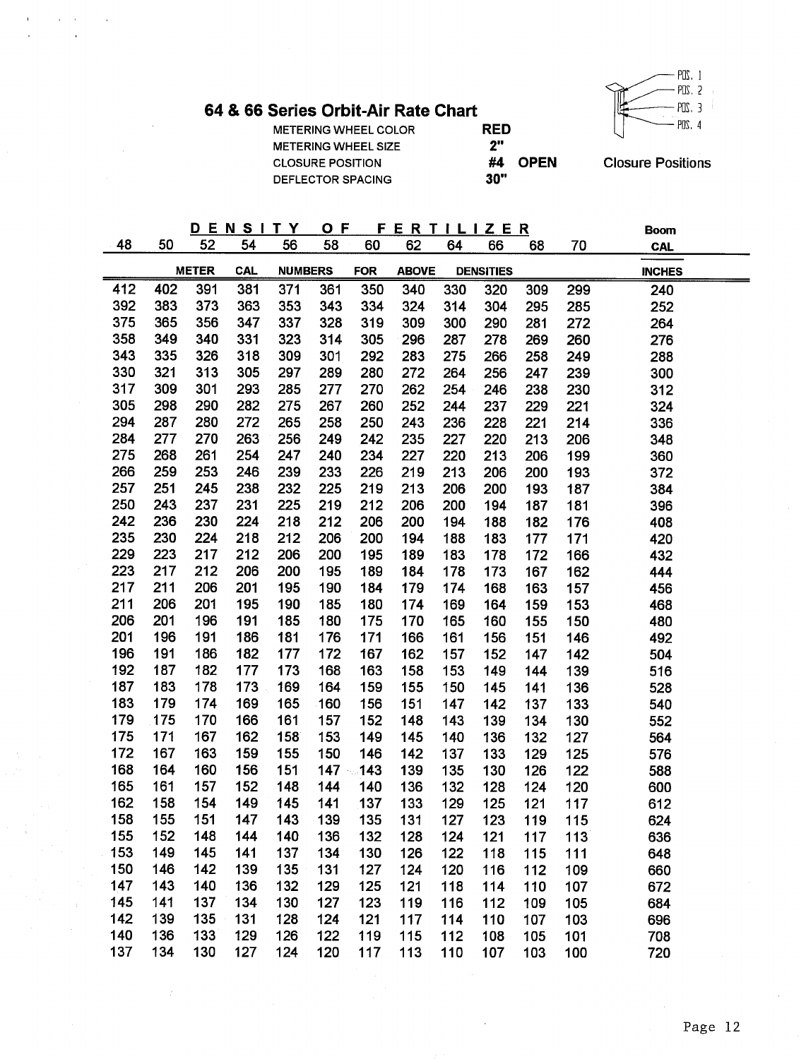## 64 & 66 Series Orbit-Air Rate Chart

| | | |
|---|---|---|
| METERING WHEEL COLOR | RED | |
| METERING WHEEL SIZE | 2" | |
| CLOSURE POSITION | #4 | OPEN |
| DEFLECTOR SPACING | 30" | |

POS. 1
POS. 2
POS. 3
POS. 4

Closure Positions

| DENSITY OF FERTILIZER | | | | | | | | | | | | Boom |
|---|---|---|---|---|---|---|---|---|---|---|---|---|
| 48 | 50 | 52 | 54 | 56 | 58 | 60 | 62 | 64 | 66 | 68 | 70 | CAL |
| METER CAL NUMBERS FOR ABOVE DENSITIES | | | | | | | | | | | | INCHES |
| 412 | 402 | 391 | 381 | 371 | 361 | 350 | 340 | 330 | 320 | 309 | 299 | 240 |
| 392 | 383 | 373 | 363 | 353 | 343 | 334 | 324 | 314 | 304 | 295 | 285 | 252 |
| 375 | 365 | 356 | 347 | 337 | 328 | 319 | 309 | 300 | 290 | 281 | 272 | 264 |
| 358 | 349 | 340 | 331 | 323 | 314 | 305 | 296 | 287 | 278 | 269 | 260 | 276 |
| 343 | 335 | 326 | 318 | 309 | 301 | 292 | 283 | 275 | 266 | 258 | 249 | 288 |
| 330 | 321 | 313 | 305 | 297 | 289 | 280 | 272 | 264 | 256 | 247 | 239 | 300 |
| 317 | 309 | 301 | 293 | 285 | 277 | 270 | 262 | 254 | 246 | 238 | 230 | 312 |
| 305 | 298 | 290 | 282 | 275 | 267 | 260 | 252 | 244 | 237 | 229 | 221 | 324 |
| 294 | 287 | 280 | 272 | 265 | 258 | 250 | 243 | 236 | 228 | 221 | 214 | 336 |
| 284 | 277 | 270 | 263 | 256 | 249 | 242 | 235 | 227 | 220 | 213 | 206 | 348 |
| 275 | 268 | 261 | 254 | 247 | 240 | 234 | 227 | 220 | 213 | 206 | 199 | 360 |
| 266 | 259 | 253 | 246 | 239 | 233 | 226 | 219 | 213 | 206 | 200 | 193 | 372 |
| 257 | 251 | 245 | 238 | 232 | 225 | 219 | 213 | 206 | 200 | 193 | 187 | 384 |
| 250 | 243 | 237 | 231 | 225 | 219 | 212 | 206 | 200 | 194 | 187 | 181 | 396 |
| 242 | 236 | 230 | 224 | 218 | 212 | 206 | 200 | 194 | 188 | 182 | 176 | 408 |
| 235 | 230 | 224 | 218 | 212 | 206 | 200 | 194 | 188 | 183 | 177 | 171 | 420 |
| 229 | 223 | 217 | 212 | 206 | 200 | 195 | 189 | 183 | 178 | 172 | 166 | 432 |
| 223 | 217 | 212 | 206 | 200 | 195 | 189 | 184 | 178 | 173 | 167 | 162 | 444 |
| 217 | 211 | 206 | 201 | 195 | 190 | 184 | 179 | 174 | 168 | 163 | 157 | 456 |
| 211 | 206 | 201 | 195 | 190 | 185 | 180 | 174 | 169 | 164 | 159 | 153 | 468 |
| 206 | 201 | 196 | 191 | 185 | 180 | 175 | 170 | 165 | 160 | 155 | 150 | 480 |
| 201 | 196 | 191 | 186 | 181 | 176 | 171 | 166 | 161 | 156 | 151 | 146 | 492 |
| 196 | 191 | 186 | 182 | 177 | 172 | 167 | 162 | 157 | 152 | 147 | 142 | 504 |
| 192 | 187 | 182 | 177 | 173 | 168 | 163 | 158 | 153 | 149 | 144 | 139 | 516 |
| 187 | 183 | 178 | 173 | 169 | 164 | 159 | 155 | 150 | 145 | 141 | 136 | 528 |
| 183 | 179 | 174 | 169 | 165 | 160 | 156 | 151 | 147 | 142 | 137 | 133 | 540 |
| 179 | 175 | 170 | 166 | 161 | 157 | 152 | 148 | 143 | 139 | 134 | 130 | 552 |
| 175 | 171 | 167 | 162 | 158 | 153 | 149 | 145 | 140 | 136 | 132 | 127 | 564 |
| 172 | 167 | 163 | 159 | 155 | 150 | 146 | 142 | 137 | 133 | 129 | 125 | 576 |
| 168 | 164 | 160 | 156 | 151 | 147 | 143 | 139 | 135 | 130 | 126 | 122 | 588 |
| 165 | 161 | 157 | 152 | 148 | 144 | 140 | 136 | 132 | 128 | 124 | 120 | 600 |
| 162 | 158 | 154 | 149 | 145 | 141 | 137 | 133 | 129 | 125 | 121 | 117 | 612 |
| 158 | 155 | 151 | 147 | 143 | 139 | 135 | 131 | 127 | 123 | 119 | 115 | 624 |
| 155 | 152 | 148 | 144 | 140 | 136 | 132 | 128 | 124 | 121 | 117 | 113 | 636 |
| 153 | 149 | 145 | 141 | 137 | 134 | 130 | 126 | 122 | 118 | 115 | 111 | 648 |
| 150 | 146 | 142 | 139 | 135 | 131 | 127 | 124 | 120 | 116 | 112 | 109 | 660 |
| 147 | 143 | 140 | 136 | 132 | 129 | 125 | 121 | 118 | 114 | 110 | 107 | 672 |
| 145 | 141 | 137 | 134 | 130 | 127 | 123 | 119 | 116 | 112 | 109 | 105 | 684 |
| 142 | 139 | 135 | 131 | 128 | 124 | 121 | 117 | 114 | 110 | 107 | 103 | 696 |
| 140 | 136 | 133 | 129 | 126 | 122 | 119 | 115 | 112 | 108 | 105 | 101 | 708 |
| 137 | 134 | 130 | 127 | 124 | 120 | 117 | 113 | 110 | 107 | 103 | 100 | 720 |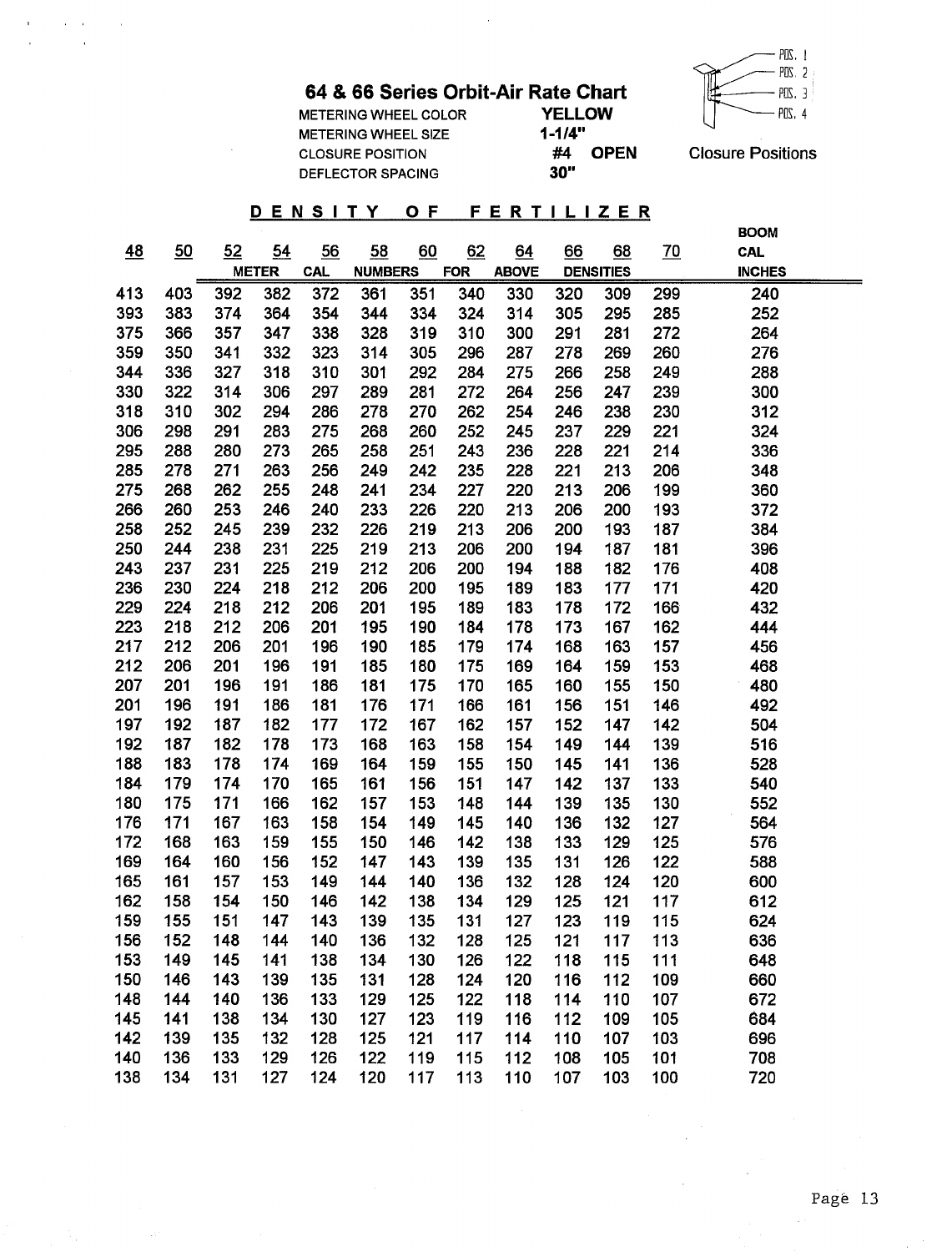## 64 & 66 Series Orbit-Air Rate Chart

| | | |
|---|---|---|
| METERING WHEEL COLOR | **YELLOW** | |
| METERING WHEEL SIZE | **1-1/4"** | |
| CLOSURE POSITION | **#4 OPEN** | Closure Positions |
| DEFLECTOR SPACING | **30"** | |

POS. 1
POS. 2
POS. 3
POS. 4

### DENSITY OF FERTILIZER

| 48 | 50 | 52 | 54 | 56 | 58 | 60 | 62 | 64 | 66 | 68 | 70 | BOOM CAL INCHES |
|---|---|---|---|---|---|---|---|---|---|---|---|---|
| | | METER | CAL | NUMBERS | | FOR | ABOVE | DENSITIES | | | | |
| 413 | 403 | 392 | 382 | 372 | 361 | 351 | 340 | 330 | 320 | 309 | 299 | 240 |
| 393 | 383 | 374 | 364 | 354 | 344 | 334 | 324 | 314 | 305 | 295 | 285 | 252 |
| 375 | 366 | 357 | 347 | 338 | 328 | 319 | 310 | 300 | 291 | 281 | 272 | 264 |
| 359 | 350 | 341 | 332 | 323 | 314 | 305 | 296 | 287 | 278 | 269 | 260 | 276 |
| 344 | 336 | 327 | 318 | 310 | 301 | 292 | 284 | 275 | 266 | 258 | 249 | 288 |
| 330 | 322 | 314 | 306 | 297 | 289 | 281 | 272 | 264 | 256 | 247 | 239 | 300 |
| 318 | 310 | 302 | 294 | 286 | 278 | 270 | 262 | 254 | 246 | 238 | 230 | 312 |
| 306 | 298 | 291 | 283 | 275 | 268 | 260 | 252 | 245 | 237 | 229 | 221 | 324 |
| 295 | 288 | 280 | 273 | 265 | 258 | 251 | 243 | 236 | 228 | 221 | 214 | 336 |
| 285 | 278 | 271 | 263 | 256 | 249 | 242 | 235 | 228 | 221 | 213 | 206 | 348 |
| 275 | 268 | 262 | 255 | 248 | 241 | 234 | 227 | 220 | 213 | 206 | 199 | 360 |
| 266 | 260 | 253 | 246 | 240 | 233 | 226 | 220 | 213 | 206 | 200 | 193 | 372 |
| 258 | 252 | 245 | 239 | 232 | 226 | 219 | 213 | 206 | 200 | 193 | 187 | 384 |
| 250 | 244 | 238 | 231 | 225 | 219 | 213 | 206 | 200 | 194 | 187 | 181 | 396 |
| 243 | 237 | 231 | 225 | 219 | 212 | 206 | 200 | 194 | 188 | 182 | 176 | 408 |
| 236 | 230 | 224 | 218 | 212 | 206 | 200 | 195 | 189 | 183 | 177 | 171 | 420 |
| 229 | 224 | 218 | 212 | 206 | 201 | 195 | 189 | 183 | 178 | 172 | 166 | 432 |
| 223 | 218 | 212 | 206 | 201 | 195 | 190 | 184 | 178 | 173 | 167 | 162 | 444 |
| 217 | 212 | 206 | 201 | 196 | 190 | 185 | 179 | 174 | 168 | 163 | 157 | 456 |
| 212 | 206 | 201 | 196 | 191 | 185 | 180 | 175 | 169 | 164 | 159 | 153 | 468 |
| 207 | 201 | 196 | 191 | 186 | 181 | 175 | 170 | 165 | 160 | 155 | 150 | 480 |
| 201 | 196 | 191 | 186 | 181 | 176 | 171 | 166 | 161 | 156 | 151 | 146 | 492 |
| 197 | 192 | 187 | 182 | 177 | 172 | 167 | 162 | 157 | 152 | 147 | 142 | 504 |
| 192 | 187 | 182 | 178 | 173 | 168 | 163 | 158 | 154 | 149 | 144 | 139 | 516 |
| 188 | 183 | 178 | 174 | 169 | 164 | 159 | 155 | 150 | 145 | 141 | 136 | 528 |
| 184 | 179 | 174 | 170 | 165 | 161 | 156 | 151 | 147 | 142 | 137 | 133 | 540 |
| 180 | 175 | 171 | 166 | 162 | 157 | 153 | 148 | 144 | 139 | 135 | 130 | 552 |
| 176 | 171 | 167 | 163 | 158 | 154 | 149 | 145 | 140 | 136 | 132 | 127 | 564 |
| 172 | 168 | 163 | 159 | 155 | 150 | 146 | 142 | 138 | 133 | 129 | 125 | 576 |
| 169 | 164 | 160 | 156 | 152 | 147 | 143 | 139 | 135 | 131 | 126 | 122 | 588 |
| 165 | 161 | 157 | 153 | 149 | 144 | 140 | 136 | 132 | 128 | 124 | 120 | 600 |
| 162 | 158 | 154 | 150 | 146 | 142 | 138 | 134 | 129 | 125 | 121 | 117 | 612 |
| 159 | 155 | 151 | 147 | 143 | 139 | 135 | 131 | 127 | 123 | 119 | 115 | 624 |
| 156 | 152 | 148 | 144 | 140 | 136 | 132 | 128 | 125 | 121 | 117 | 113 | 636 |
| 153 | 149 | 145 | 141 | 138 | 134 | 130 | 126 | 122 | 118 | 115 | 111 | 648 |
| 150 | 146 | 143 | 139 | 135 | 131 | 128 | 124 | 120 | 116 | 112 | 109 | 660 |
| 148 | 144 | 140 | 136 | 133 | 129 | 125 | 122 | 118 | 114 | 110 | 107 | 672 |
| 145 | 141 | 138 | 134 | 130 | 127 | 123 | 119 | 116 | 112 | 109 | 105 | 684 |
| 142 | 139 | 135 | 132 | 128 | 125 | 121 | 117 | 114 | 110 | 107 | 103 | 696 |
| 140 | 136 | 133 | 129 | 126 | 122 | 119 | 115 | 112 | 108 | 105 | 101 | 708 |
| 138 | 134 | 131 | 127 | 124 | 120 | 117 | 113 | 110 | 107 | 103 | 100 | 720 |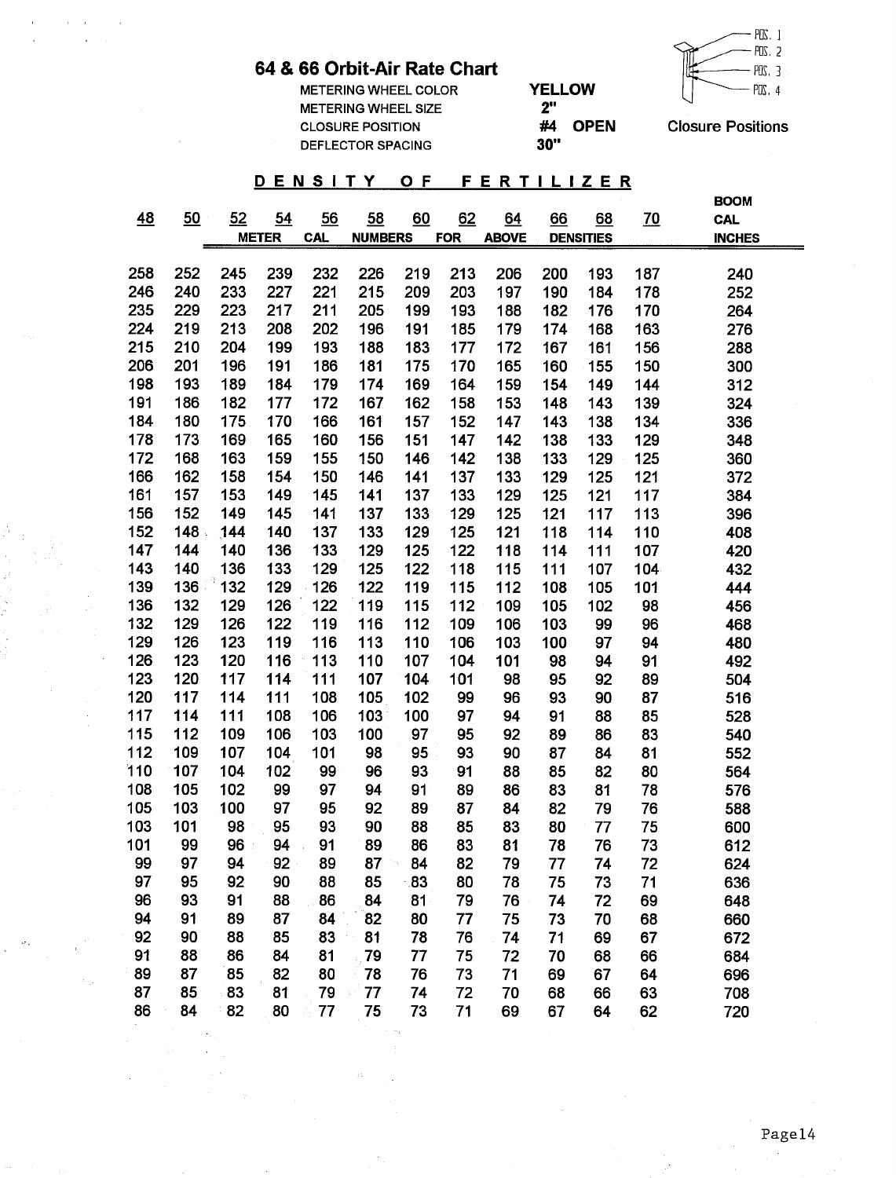## 64 & 66 Orbit-Air Rate Chart

METERING WHEEL COLOR **YELLOW**
METERING WHEEL SIZE **2"**
CLOSURE POSITION **#4 OPEN**
DEFLECTOR SPACING **30"**

POS. 1
POS. 2
POS. 3
POS. 4

**Closure Positions**

**DENSITY OF FERTILIZER**

METER CAL NUMBERS FOR ABOVE DENSITIES

| 48 | 50 | 52 | 54 | 56 | 58 | 60 | 62 | 64 | 66 | 68 | 70 | BOOM CAL INCHES |
|---|---|---|---|---|---|---|---|---|---|---|---|---|
| 258 | 252 | 245 | 239 | 232 | 226 | 219 | 213 | 206 | 200 | 193 | 187 | 240 |
| 246 | 240 | 233 | 227 | 221 | 215 | 209 | 203 | 197 | 190 | 184 | 178 | 252 |
| 235 | 229 | 223 | 217 | 211 | 205 | 199 | 193 | 188 | 182 | 176 | 170 | 264 |
| 224 | 219 | 213 | 208 | 202 | 196 | 191 | 185 | 179 | 174 | 168 | 163 | 276 |
| 215 | 210 | 204 | 199 | 193 | 188 | 183 | 177 | 172 | 167 | 161 | 156 | 288 |
| 206 | 201 | 196 | 191 | 186 | 181 | 175 | 170 | 165 | 160 | 155 | 150 | 300 |
| 198 | 193 | 189 | 184 | 179 | 174 | 169 | 164 | 159 | 154 | 149 | 144 | 312 |
| 191 | 186 | 182 | 177 | 172 | 167 | 162 | 158 | 153 | 148 | 143 | 139 | 324 |
| 184 | 180 | 175 | 170 | 166 | 161 | 157 | 152 | 147 | 143 | 138 | 134 | 336 |
| 178 | 173 | 169 | 165 | 160 | 156 | 151 | 147 | 142 | 138 | 133 | 129 | 348 |
| 172 | 168 | 163 | 159 | 155 | 150 | 146 | 142 | 138 | 133 | 129 | 125 | 360 |
| 166 | 162 | 158 | 154 | 150 | 146 | 141 | 137 | 133 | 129 | 125 | 121 | 372 |
| 161 | 157 | 153 | 149 | 145 | 141 | 137 | 133 | 129 | 125 | 121 | 117 | 384 |
| 156 | 152 | 149 | 145 | 141 | 137 | 133 | 129 | 125 | 121 | 117 | 113 | 396 |
| 152 | 148 | 144 | 140 | 137 | 133 | 129 | 125 | 121 | 118 | 114 | 110 | 408 |
| 147 | 144 | 140 | 136 | 133 | 129 | 125 | 122 | 118 | 114 | 111 | 107 | 420 |
| 143 | 140 | 136 | 133 | 129 | 125 | 122 | 118 | 115 | 111 | 107 | 104 | 432 |
| 139 | 136 | 132 | 129 | 126 | 122 | 119 | 115 | 112 | 108 | 105 | 101 | 444 |
| 136 | 132 | 129 | 126 | 122 | 119 | 115 | 112 | 109 | 105 | 102 | 98 | 456 |
| 132 | 129 | 126 | 122 | 119 | 116 | 112 | 109 | 106 | 103 | 99 | 96 | 468 |
| 129 | 126 | 123 | 119 | 116 | 113 | 110 | 106 | 103 | 100 | 97 | 94 | 480 |
| 126 | 123 | 120 | 116 | 113 | 110 | 107 | 104 | 101 | 98 | 94 | 91 | 492 |
| 123 | 120 | 117 | 114 | 111 | 107 | 104 | 101 | 98 | 95 | 92 | 89 | 504 |
| 120 | 117 | 114 | 111 | 108 | 105 | 102 | 99 | 96 | 93 | 90 | 87 | 516 |
| 117 | 114 | 111 | 108 | 106 | 103 | 100 | 97 | 94 | 91 | 88 | 85 | 528 |
| 115 | 112 | 109 | 106 | 103 | 100 | 97 | 95 | 92 | 89 | 86 | 83 | 540 |
| 112 | 109 | 107 | 104 | 101 | 98 | 95 | 93 | 90 | 87 | 84 | 81 | 552 |
| 110 | 107 | 104 | 102 | 99 | 96 | 93 | 91 | 88 | 85 | 82 | 80 | 564 |
| 108 | 105 | 102 | 99 | 97 | 94 | 91 | 89 | 86 | 83 | 81 | 78 | 576 |
| 105 | 103 | 100 | 97 | 95 | 92 | 89 | 87 | 84 | 82 | 79 | 76 | 588 |
| 103 | 101 | 98 | 95 | 93 | 90 | 88 | 85 | 83 | 80 | 77 | 75 | 600 |
| 101 | 99 | 96 | 94 | 91 | 89 | 86 | 83 | 81 | 78 | 76 | 73 | 612 |
| 99 | 97 | 94 | 92 | 89 | 87 | 84 | 82 | 79 | 77 | 74 | 72 | 624 |
| 97 | 95 | 92 | 90 | 88 | 85 | 83 | 80 | 78 | 75 | 73 | 71 | 636 |
| 96 | 93 | 91 | 88 | 86 | 84 | 81 | 79 | 76 | 74 | 72 | 69 | 648 |
| 94 | 91 | 89 | 87 | 84 | 82 | 80 | 77 | 75 | 73 | 70 | 68 | 660 |
| 92 | 90 | 88 | 85 | 83 | 81 | 78 | 76 | 74 | 71 | 69 | 67 | 672 |
| 91 | 88 | 86 | 84 | 81 | 79 | 77 | 75 | 72 | 70 | 68 | 66 | 684 |
| 89 | 87 | 85 | 82 | 80 | 78 | 76 | 73 | 71 | 69 | 67 | 64 | 696 |
| 87 | 85 | 83 | 81 | 79 | 77 | 74 | 72 | 70 | 68 | 66 | 63 | 708 |
| 86 | 84 | 82 | 80 | 77 | 75 | 73 | 71 | 69 | 67 | 64 | 62 | 720 |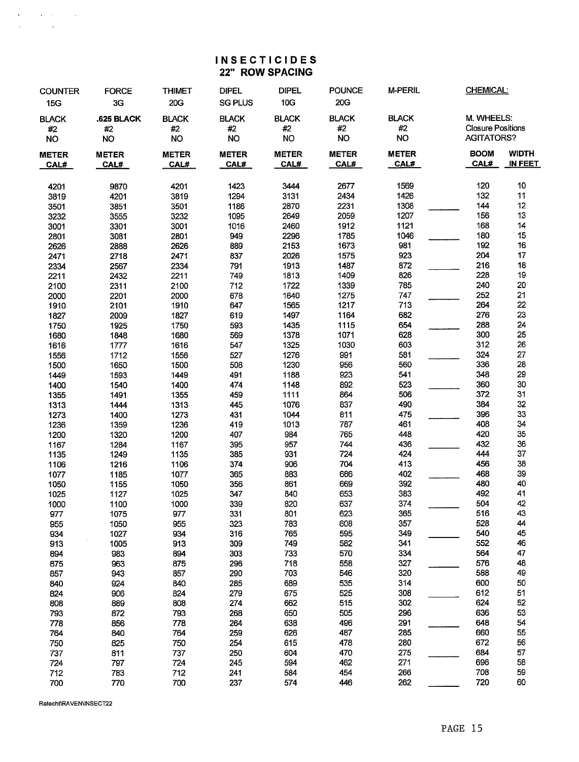# INSECTICIDES
## 22" ROW SPACING

| COUNTER 15G | FORCE 3G | THIMET 20G | DIPEL SG PLUS | DIPEL 10G | POUNCE 20G | M-PERIL | CHEMICAL: | | |
|---|---|---|---|---|---|---|---|---|---|
| BLACK #2 NO | .625 BLACK #2 NO | BLACK #2 NO | BLACK #2 NO | BLACK #2 NO | BLACK #2 NO | BLACK #2 NO | | M. WHEELS: Closure Positions AGITATORS? | |
| METER CAL# | METER CAL# | METER CAL# | METER CAL# | METER CAL# | METER CAL# | METER CAL# | | BOOM CAL# | WIDTH IN FEET |
| 4201 | 9870 | 4201 | 1423 | 3444 | 2677 | 1569 | | 120 | 10 |
| 3819 | 4201 | 3819 | 1294 | 3131 | 2434 | 1426 | | 132 | 11 |
| 3501 | 3851 | 3501 | 1186 | 2870 | 2231 | 1308 | ______ | 144 | 12 |
| 3232 | 3555 | 3232 | 1095 | 2649 | 2059 | 1207 | | 156 | 13 |
| 3001 | 3301 | 3001 | 1016 | 2460 | 1912 | 1121 | | 168 | 14 |
| 2801 | 3081 | 2801 | 949 | 2296 | 1785 | 1046 | ______ | 180 | 15 |
| 2626 | 2888 | 2626 | 889 | 2153 | 1673 | 981 | | 192 | 16 |
| 2471 | 2718 | 2471 | 837 | 2026 | 1575 | 923 | | 204 | 17 |
| 2334 | 2567 | 2334 | 791 | 1913 | 1487 | 872 | ______ | 216 | 18 |
| 2211 | 2432 | 2211 | 749 | 1813 | 1409 | 826 | | 228 | 19 |
| 2100 | 2311 | 2100 | 712 | 1722 | 1339 | 785 | | 240 | 20 |
| 2000 | 2201 | 2000 | 678 | 1640 | 1275 | 747 | ______ | 252 | 21 |
| 1910 | 2101 | 1910 | 647 | 1565 | 1217 | 713 | | 264 | 22 |
| 1827 | 2009 | 1827 | 619 | 1497 | 1164 | 682 | | 276 | 23 |
| 1750 | 1925 | 1750 | 593 | 1435 | 1115 | 654 | ______ | 288 | 24 |
| 1680 | 1848 | 1680 | 569 | 1378 | 1071 | 628 | | 300 | 25 |
| 1616 | 1777 | 1616 | 547 | 1325 | 1030 | 603 | | 312 | 26 |
| 1556 | 1712 | 1556 | 527 | 1276 | 991 | 581 | ______ | 324 | 27 |
| 1500 | 1650 | 1500 | 508 | 1230 | 956 | 560 | | 336 | 28 |
| 1449 | 1593 | 1449 | 491 | 1188 | 923 | 541 | | 348 | 29 |
| 1400 | 1540 | 1400 | 474 | 1148 | 892 | 523 | ______ | 360 | 30 |
| 1355 | 1491 | 1355 | 459 | 1111 | 864 | 506 | | 372 | 31 |
| 1313 | 1444 | 1313 | 445 | 1076 | 837 | 490 | | 384 | 32 |
| 1273 | 1400 | 1273 | 431 | 1044 | 811 | 475 | ______ | 396 | 33 |
| 1236 | 1359 | 1236 | 419 | 1013 | 787 | 461 | | 408 | 34 |
| 1200 | 1320 | 1200 | 407 | 984 | 765 | 448 | | 420 | 35 |
| 1167 | 1284 | 1167 | 395 | 957 | 744 | 436 | ______ | 432 | 36 |
| 1135 | 1249 | 1135 | 385 | 931 | 724 | 424 | | 444 | 37 |
| 1106 | 1216 | 1106 | 374 | 906 | 704 | 413 | | 456 | 38 |
| 1077 | 1185 | 1077 | 365 | 883 | 686 | 402 | ______ | 468 | 39 |
| 1050 | 1155 | 1050 | 356 | 861 | 669 | 392 | | 480 | 40 |
| 1025 | 1127 | 1025 | 347 | 840 | 653 | 383 | | 492 | 41 |
| 1000 | 1100 | 1000 | 339 | 820 | 637 | 374 | ______ | 504 | 42 |
| 977 | 1075 | 977 | 331 | 801 | 623 | 365 | | 516 | 43 |
| 955 | 1050 | 955 | 323 | 783 | 608 | 357 | | 528 | 44 |
| 934 | 1027 | 934 | 316 | 765 | 595 | 349 | ______ | 540 | 45 |
| 913 | 1005 | 913 | 309 | 749 | 582 | 341 | | 552 | 46 |
| 894 | 983 | 894 | 303 | 733 | 570 | 334 | | 564 | 47 |
| 875 | 963 | 875 | 296 | 718 | 558 | 327 | ______ | 576 | 48 |
| 857 | 943 | 857 | 290 | 703 | 546 | 320 | | 588 | 49 |
| 840 | 924 | 840 | 285 | 689 | 535 | 314 | | 600 | 50 |
| 824 | 906 | 824 | 279 | 675 | 525 | 308 | ______ | 612 | 51 |
| 808 | 889 | 808 | 274 | 662 | 515 | 302 | | 624 | 52 |
| 793 | 872 | 793 | 268 | 650 | 505 | 296 | | 636 | 53 |
| 778 | 856 | 778 | 264 | 638 | 496 | 291 | ______ | 648 | 54 |
| 764 | 840 | 764 | 259 | 626 | 487 | 285 | | 660 | 55 |
| 750 | 825 | 750 | 254 | 615 | 478 | 280 | | 672 | 56 |
| 737 | 811 | 737 | 250 | 604 | 470 | 275 | ______ | 684 | 57 |
| 724 | 797 | 724 | 245 | 594 | 462 | 271 | | 696 | 58 |
| 712 | 783 | 712 | 241 | 584 | 454 | 266 | | 708 | 59 |
| 700 | 770 | 700 | 237 | 574 | 446 | 262 | ______ | 720 | 60 |

Ratecht\RAVEN\INSECT22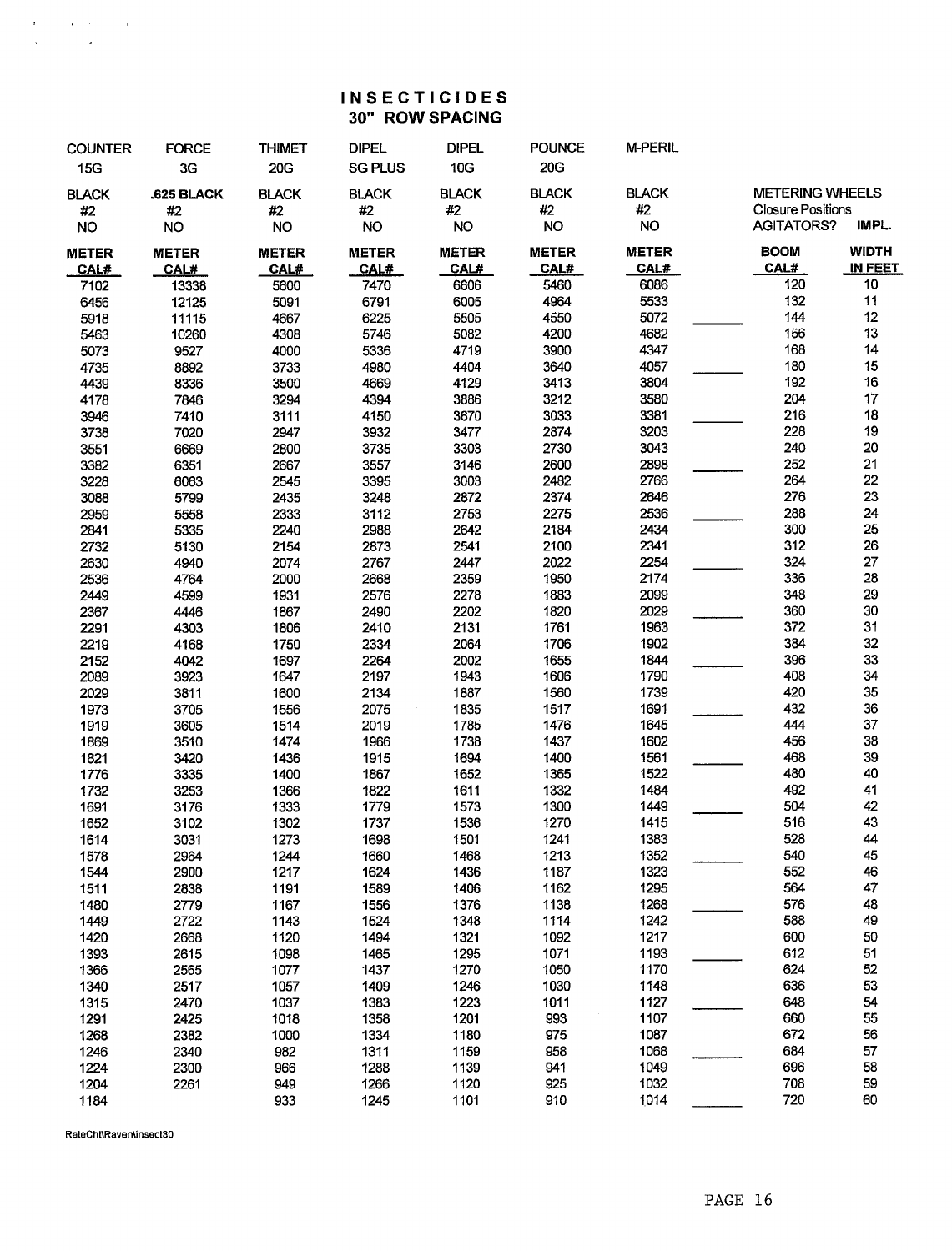# INSECTICIDES
## 30" ROW SPACING

| COUNTER 15G | FORCE 3G | THIMET 20G | DIPEL SG PLUS | DIPEL 10G | POUNCE 20G | M-PERIL | | METERING WHEELS Closure Positions AGITATORS? | IMPL. |
|---|---|---|---|---|---|---|---|---|---|
| BLACK #2 NO | .625 BLACK #2 NO | BLACK #2 NO | BLACK #2 NO | BLACK #2 NO | BLACK #2 NO | BLACK #2 NO | | | |
| METER CAL# | METER CAL# | METER CAL# | METER CAL# | METER CAL# | METER CAL# | METER CAL# | | BOOM CAL# | WIDTH IN FEET |
| 7102 | 13338 | 5600 | 7470 | 6606 | 5460 | 6086 | | 120 | 10 |
| 6456 | 12125 | 5091 | 6791 | 6005 | 4964 | 5533 | | 132 | 11 |
| 5918 | 11115 | 4667 | 6225 | 5505 | 4550 | 5072 | ______ | 144 | 12 |
| 5463 | 10260 | 4308 | 5746 | 5082 | 4200 | 4682 | | 156 | 13 |
| 5073 | 9527 | 4000 | 5336 | 4719 | 3900 | 4347 | ______ | 168 | 14 |
| 4735 | 8892 | 3733 | 4980 | 4404 | 3640 | 4057 | ______ | 180 | 15 |
| 4439 | 8336 | 3500 | 4669 | 4129 | 3413 | 3804 | | 192 | 16 |
| 4178 | 7846 | 3294 | 4394 | 3886 | 3212 | 3580 | ______ | 204 | 17 |
| 3946 | 7410 | 3111 | 4150 | 3670 | 3033 | 3381 | ______ | 216 | 18 |
| 3738 | 7020 | 2947 | 3932 | 3477 | 2874 | 3203 | | 228 | 19 |
| 3551 | 6669 | 2800 | 3735 | 3303 | 2730 | 3043 | | 240 | 20 |
| 3382 | 6351 | 2667 | 3557 | 3146 | 2600 | 2898 | ______ | 252 | 21 |
| 3228 | 6063 | 2545 | 3395 | 3003 | 2482 | 2766 | | 264 | 22 |
| 3088 | 5799 | 2435 | 3248 | 2872 | 2374 | 2646 | | 276 | 23 |
| 2959 | 5558 | 2333 | 3112 | 2753 | 2275 | 2536 | ______ | 288 | 24 |
| 2841 | 5335 | 2240 | 2988 | 2642 | 2184 | 2434 | | 300 | 25 |
| 2732 | 5130 | 2154 | 2873 | 2541 | 2100 | 2341 | | 312 | 26 |
| 2630 | 4940 | 2074 | 2767 | 2447 | 2022 | 2254 | ______ | 324 | 27 |
| 2536 | 4764 | 2000 | 2668 | 2359 | 1950 | 2174 | | 336 | 28 |
| 2449 | 4599 | 1931 | 2576 | 2278 | 1883 | 2099 | | 348 | 29 |
| 2367 | 4446 | 1867 | 2490 | 2202 | 1820 | 2029 | ______ | 360 | 30 |
| 2291 | 4303 | 1806 | 2410 | 2131 | 1761 | 1963 | | 372 | 31 |
| 2219 | 4168 | 1750 | 2334 | 2064 | 1706 | 1902 | | 384 | 32 |
| 2152 | 4042 | 1697 | 2264 | 2002 | 1655 | 1844 | ______ | 396 | 33 |
| 2089 | 3923 | 1647 | 2197 | 1943 | 1606 | 1790 | | 408 | 34 |
| 2029 | 3811 | 1600 | 2134 | 1887 | 1560 | 1739 | | 420 | 35 |
| 1973 | 3705 | 1556 | 2075 | 1835 | 1517 | 1691 | ______ | 432 | 36 |
| 1919 | 3605 | 1514 | 2019 | 1785 | 1476 | 1645 | | 444 | 37 |
| 1869 | 3510 | 1474 | 1966 | 1738 | 1437 | 1602 | | 456 | 38 |
| 1821 | 3420 | 1436 | 1915 | 1694 | 1400 | 1561 | ______ | 468 | 39 |
| 1776 | 3335 | 1400 | 1867 | 1652 | 1365 | 1522 | | 480 | 40 |
| 1732 | 3253 | 1366 | 1822 | 1611 | 1332 | 1484 | | 492 | 41 |
| 1691 | 3176 | 1333 | 1779 | 1573 | 1300 | 1449 | ______ | 504 | 42 |
| 1652 | 3102 | 1302 | 1737 | 1536 | 1270 | 1415 | | 516 | 43 |
| 1614 | 3031 | 1273 | 1698 | 1501 | 1241 | 1383 | | 528 | 44 |
| 1578 | 2964 | 1244 | 1660 | 1468 | 1213 | 1352 | ______ | 540 | 45 |
| 1544 | 2900 | 1217 | 1624 | 1436 | 1187 | 1323 | | 552 | 46 |
| 1511 | 2838 | 1191 | 1589 | 1406 | 1162 | 1295 | | 564 | 47 |
| 1480 | 2779 | 1167 | 1556 | 1376 | 1138 | 1268 | ______ | 576 | 48 |
| 1449 | 2722 | 1143 | 1524 | 1348 | 1114 | 1242 | | 588 | 49 |
| 1420 | 2668 | 1120 | 1494 | 1321 | 1092 | 1217 | | 600 | 50 |
| 1393 | 2615 | 1098 | 1465 | 1295 | 1071 | 1193 | ______ | 612 | 51 |
| 1366 | 2565 | 1077 | 1437 | 1270 | 1050 | 1170 | | 624 | 52 |
| 1340 | 2517 | 1057 | 1409 | 1246 | 1030 | 1148 | | 636 | 53 |
| 1315 | 2470 | 1037 | 1383 | 1223 | 1011 | 1127 | ______ | 648 | 54 |
| 1291 | 2425 | 1018 | 1358 | 1201 | 993 | 1107 | | 660 | 55 |
| 1268 | 2382 | 1000 | 1334 | 1180 | 975 | 1087 | | 672 | 56 |
| 1246 | 2340 | 982 | 1311 | 1159 | 958 | 1068 | ______ | 684 | 57 |
| 1224 | 2300 | 966 | 1288 | 1139 | 941 | 1049 | | 696 | 58 |
| 1204 | 2261 | 949 | 1266 | 1120 | 925 | 1032 | | 708 | 59 |
| 1184 | | 933 | 1245 | 1101 | 910 | 1014 | ______ | 720 | 60 |

RateCht\Raven\insect30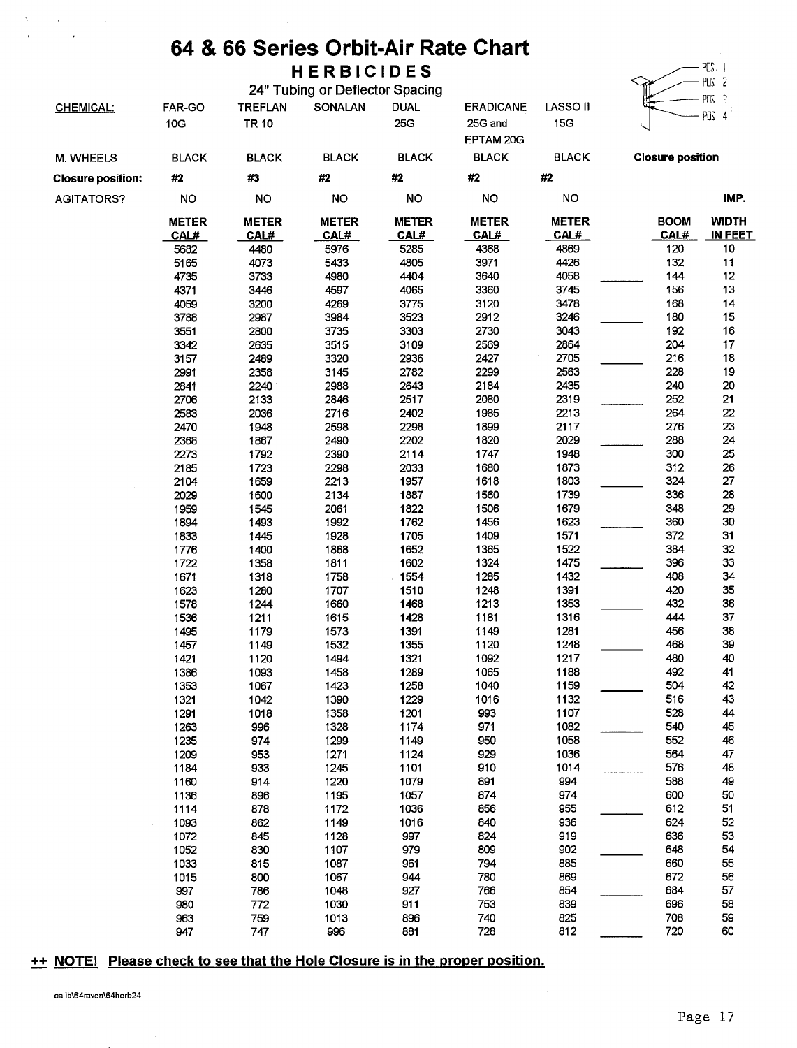# 64 & 66 Series Orbit-Air Rate Chart

## HERBICIDES

24" Tubing or Deflector Spacing

| CHEMICAL: | FAR-GO 10G | TREFLAN TR 10 | SONALAN | DUAL 25G | ERADICANE 25G and EPTAM 20G | LASSO II 15G | | IMP. | |
|---|---|---|---|---|---|---|---|---|---|
| M. WHEELS | BLACK | BLACK | BLACK | BLACK | BLACK | BLACK | | | |
| **Closure position:** | **#2** | **#3** | **#2** | **#2** | **#2** | **#2** | | | |
| AGITATORS? | NO | NO | NO | NO | NO | NO | | | |
| | **METER CAL#** | **METER CAL#** | **METER CAL#** | **METER CAL#** | **METER CAL#** | **METER CAL#** | | **BOOM CAL#** | **WIDTH IN FEET** |
| | 5682 | 4480 | 5976 | 5285 | 4368 | 4869 | | 120 | 10 |
| | 5165 | 4073 | 5433 | 4805 | 3971 | 4426 | | 132 | 11 |
| | 4735 | 3733 | 4980 | 4404 | 3640 | 4058 | _____ | 144 | 12 |
| | 4371 | 3446 | 4597 | 4065 | 3360 | 3745 | | 156 | 13 |
| | 4059 | 3200 | 4269 | 3775 | 3120 | 3478 | | 168 | 14 |
| | 3788 | 2987 | 3984 | 3523 | 2912 | 3246 | _____ | 180 | 15 |
| | 3551 | 2800 | 3735 | 3303 | 2730 | 3043 | | 192 | 16 |
| | 3342 | 2635 | 3515 | 3109 | 2569 | 2864 | | 204 | 17 |
| | 3157 | 2489 | 3320 | 2936 | 2427 | 2705 | _____ | 216 | 18 |
| | 2991 | 2358 | 3145 | 2782 | 2299 | 2563 | | 228 | 19 |
| | 2841 | 2240 | 2988 | 2643 | 2184 | 2435 | | 240 | 20 |
| | 2706 | 2133 | 2846 | 2517 | 2080 | 2319 | _____ | 252 | 21 |
| | 2583 | 2036 | 2716 | 2402 | 1985 | 2213 | | 264 | 22 |
| | 2470 | 1948 | 2598 | 2298 | 1899 | 2117 | | 276 | 23 |
| | 2368 | 1867 | 2490 | 2202 | 1820 | 2029 | _____ | 288 | 24 |
| | 2273 | 1792 | 2390 | 2114 | 1747 | 1948 | | 300 | 25 |
| | 2185 | 1723 | 2298 | 2033 | 1680 | 1873 | | 312 | 26 |
| | 2104 | 1659 | 2213 | 1957 | 1618 | 1803 | _____ | 324 | 27 |
| | 2029 | 1600 | 2134 | 1887 | 1560 | 1739 | | 336 | 28 |
| | 1959 | 1545 | 2061 | 1822 | 1506 | 1679 | | 348 | 29 |
| | 1894 | 1493 | 1992 | 1762 | 1456 | 1623 | _____ | 360 | 30 |
| | 1833 | 1445 | 1928 | 1705 | 1409 | 1571 | | 372 | 31 |
| | 1776 | 1400 | 1868 | 1652 | 1365 | 1522 | | 384 | 32 |
| | 1722 | 1358 | 1811 | 1602 | 1324 | 1475 | _____ | 396 | 33 |
| | 1671 | 1318 | 1758 | 1554 | 1285 | 1432 | | 408 | 34 |
| | 1623 | 1280 | 1707 | 1510 | 1248 | 1391 | | 420 | 35 |
| | 1578 | 1244 | 1660 | 1468 | 1213 | 1353 | _____ | 432 | 36 |
| | 1536 | 1211 | 1615 | 1428 | 1181 | 1316 | | 444 | 37 |
| | 1495 | 1179 | 1573 | 1391 | 1149 | 1281 | | 456 | 38 |
| | 1457 | 1149 | 1532 | 1355 | 1120 | 1248 | _____ | 468 | 39 |
| | 1421 | 1120 | 1494 | 1321 | 1092 | 1217 | | 480 | 40 |
| | 1386 | 1093 | 1458 | 1289 | 1065 | 1188 | | 492 | 41 |
| | 1353 | 1067 | 1423 | 1258 | 1040 | 1159 | _____ | 504 | 42 |
| | 1321 | 1042 | 1390 | 1229 | 1016 | 1132 | | 516 | 43 |
| | 1291 | 1018 | 1358 | 1201 | 993 | 1107 | | 528 | 44 |
| | 1263 | 996 | 1328 | 1174 | 971 | 1082 | _____ | 540 | 45 |
| | 1235 | 974 | 1299 | 1149 | 950 | 1058 | | 552 | 46 |
| | 1209 | 953 | 1271 | 1124 | 929 | 1036 | | 564 | 47 |
| | 1184 | 933 | 1245 | 1101 | 910 | 1014 | _____ | 576 | 48 |
| | 1160 | 914 | 1220 | 1079 | 891 | 994 | | 588 | 49 |
| | 1136 | 896 | 1195 | 1057 | 874 | 974 | | 600 | 50 |
| | 1114 | 878 | 1172 | 1036 | 856 | 955 | _____ | 612 | 51 |
| | 1093 | 862 | 1149 | 1016 | 840 | 936 | | 624 | 52 |
| | 1072 | 845 | 1128 | 997 | 824 | 919 | | 636 | 53 |
| | 1052 | 830 | 1107 | 979 | 809 | 902 | _____ | 648 | 54 |
| | 1033 | 815 | 1087 | 961 | 794 | 885 | | 660 | 55 |
| | 1015 | 800 | 1067 | 944 | 780 | 869 | | 672 | 56 |
| | 997 | 786 | 1048 | 927 | 766 | 854 | _____ | 684 | 57 |
| | 980 | 772 | 1030 | 911 | 753 | 839 | | 696 | 58 |
| | 963 | 759 | 1013 | 896 | 740 | 825 | | 708 | 59 |
| | 947 | 747 | 996 | 881 | 728 | 812 | _____ | 720 | 60 |

POS. 1, POS. 2, POS. 3, POS. 4

**Closure position**

**++ NOTE! Please check to see that the Hole Closure is in the proper position.**

calib\64raven\64herb24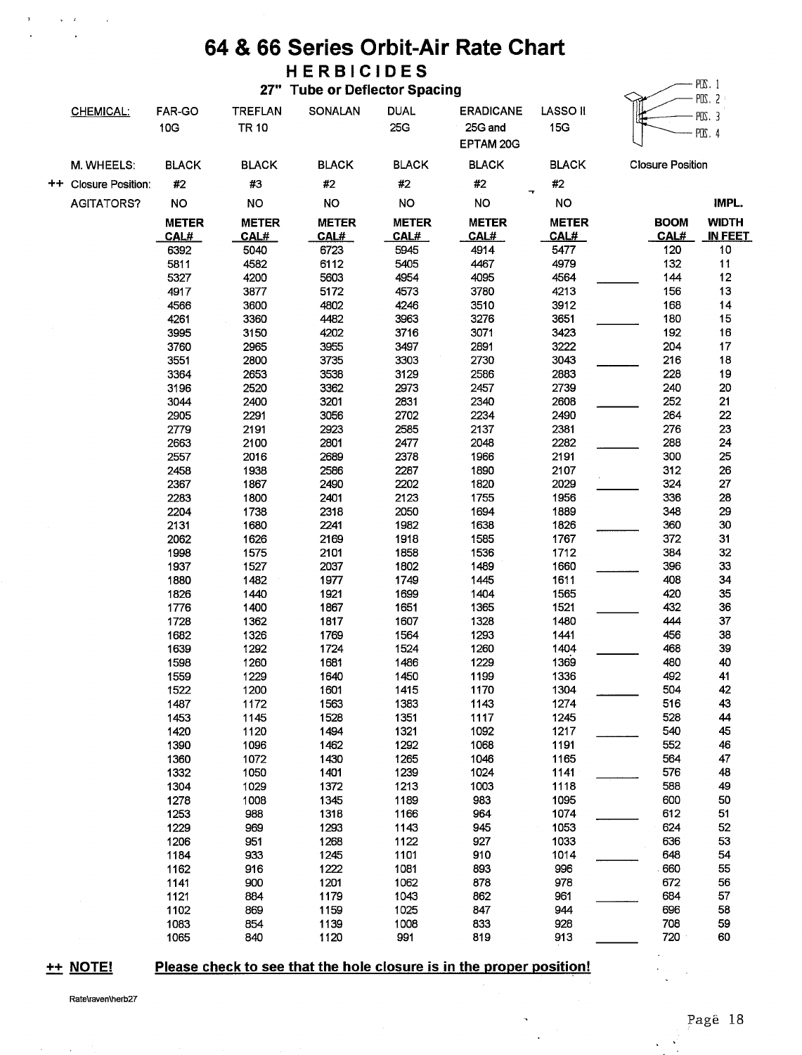# 64 & 66 Series Orbit-Air Rate Chart

## HERBICIDES

### 27" Tube or Deflector Spacing

POS. 1
POS. 2
POS. 3
POS. 4

Closure Position

| CHEMICAL: | FAR-GO 10G | TREFLAN TR 10 | SONALAN | DUAL 25G | ERADICANE 25G and EPTAM 20G | LASSO II 15G | | | |
|---|---|---|---|---|---|---|---|---|---|
| M. WHEELS: | BLACK | BLACK | BLACK | BLACK | BLACK | BLACK | | | |
| ++ Closure Position: | #2 | #3 | #2 | #2 | #2 | #2 | | | |
| AGITATORS? | NO | NO | NO | NO | NO | NO | | | IMPL. |
| | METER CAL# | METER CAL# | METER CAL# | METER CAL# | METER CAL# | METER CAL# | | BOOM CAL# | WIDTH IN FEET |
| | 6392 | 5040 | 6723 | 5945 | 4914 | 5477 | | 120 | 10 |
| | 5811 | 4582 | 6112 | 5405 | 4467 | 4979 | | 132 | 11 |
| | 5327 | 4200 | 5603 | 4954 | 4095 | 4564 | ______ | 144 | 12 |
| | 4917 | 3877 | 5172 | 4573 | 3780 | 4213 | | 156 | 13 |
| | 4566 | 3600 | 4802 | 4246 | 3510 | 3912 | | 168 | 14 |
| | 4261 | 3360 | 4482 | 3963 | 3276 | 3651 | ______ | 180 | 15 |
| | 3995 | 3150 | 4202 | 3716 | 3071 | 3423 | | 192 | 16 |
| | 3760 | 2965 | 3955 | 3497 | 2891 | 3222 | | 204 | 17 |
| | 3551 | 2800 | 3735 | 3303 | 2730 | 3043 | ______ | 216 | 18 |
| | 3364 | 2653 | 3538 | 3129 | 2586 | 2883 | | 228 | 19 |
| | 3196 | 2520 | 3362 | 2973 | 2457 | 2739 | | 240 | 20 |
| | 3044 | 2400 | 3201 | 2831 | 2340 | 2608 | ______ | 252 | 21 |
| | 2905 | 2291 | 3056 | 2702 | 2234 | 2490 | | 264 | 22 |
| | 2779 | 2191 | 2923 | 2585 | 2137 | 2381 | | 276 | 23 |
| | 2663 | 2100 | 2801 | 2477 | 2048 | 2282 | ______ | 288 | 24 |
| | 2557 | 2016 | 2689 | 2378 | 1966 | 2191 | | 300 | 25 |
| | 2458 | 1938 | 2586 | 2287 | 1890 | 2107 | | 312 | 26 |
| | 2367 | 1867 | 2490 | 2202 | 1820 | 2029 | ______ | 324 | 27 |
| | 2283 | 1800 | 2401 | 2123 | 1755 | 1956 | | 336 | 28 |
| | 2204 | 1738 | 2318 | 2050 | 1694 | 1889 | | 348 | 29 |
| | 2131 | 1680 | 2241 | 1982 | 1638 | 1826 | ______ | 360 | 30 |
| | 2062 | 1626 | 2169 | 1918 | 1585 | 1767 | | 372 | 31 |
| | 1998 | 1575 | 2101 | 1858 | 1536 | 1712 | | 384 | 32 |
| | 1937 | 1527 | 2037 | 1802 | 1489 | 1660 | ______ | 396 | 33 |
| | 1880 | 1482 | 1977 | 1749 | 1445 | 1611 | | 408 | 34 |
| | 1826 | 1440 | 1921 | 1699 | 1404 | 1565 | | 420 | 35 |
| | 1776 | 1400 | 1867 | 1651 | 1365 | 1521 | ______ | 432 | 36 |
| | 1728 | 1362 | 1817 | 1607 | 1328 | 1480 | | 444 | 37 |
| | 1682 | 1326 | 1769 | 1564 | 1293 | 1441 | | 456 | 38 |
| | 1639 | 1292 | 1724 | 1524 | 1260 | 1404 | ______ | 468 | 39 |
| | 1598 | 1260 | 1681 | 1486 | 1229 | 1369 | | 480 | 40 |
| | 1559 | 1229 | 1640 | 1450 | 1199 | 1336 | | 492 | 41 |
| | 1522 | 1200 | 1601 | 1415 | 1170 | 1304 | ______ | 504 | 42 |
| | 1487 | 1172 | 1563 | 1383 | 1143 | 1274 | | 516 | 43 |
| | 1453 | 1145 | 1528 | 1351 | 1117 | 1245 | | 528 | 44 |
| | 1420 | 1120 | 1494 | 1321 | 1092 | 1217 | ______ | 540 | 45 |
| | 1390 | 1096 | 1462 | 1292 | 1068 | 1191 | | 552 | 46 |
| | 1360 | 1072 | 1430 | 1265 | 1046 | 1165 | | 564 | 47 |
| | 1332 | 1050 | 1401 | 1239 | 1024 | 1141 | ______ | 576 | 48 |
| | 1304 | 1029 | 1372 | 1213 | 1003 | 1118 | | 588 | 49 |
| | 1278 | 1008 | 1345 | 1189 | 983 | 1095 | | 600 | 50 |
| | 1253 | 988 | 1318 | 1166 | 964 | 1074 | ______ | 612 | 51 |
| | 1229 | 969 | 1293 | 1143 | 945 | 1053 | | 624 | 52 |
| | 1206 | 951 | 1268 | 1122 | 927 | 1033 | | 636 | 53 |
| | 1184 | 933 | 1245 | 1101 | 910 | 1014 | ______ | 648 | 54 |
| | 1162 | 916 | 1222 | 1081 | 893 | 996 | | 660 | 55 |
| | 1141 | 900 | 1201 | 1062 | 878 | 978 | | 672 | 56 |
| | 1121 | 884 | 1179 | 1043 | 862 | 961 | ______ | 684 | 57 |
| | 1102 | 869 | 1159 | 1025 | 847 | 944 | | 696 | 58 |
| | 1083 | 854 | 1139 | 1008 | 833 | 928 | | 708 | 59 |
| | 1065 | 840 | 1120 | 991 | 819 | 913 | ______ | 720 | 60 |

**++ NOTE!** **Please check to see that the hole closure is in the proper position!**

Rate\raven\herb27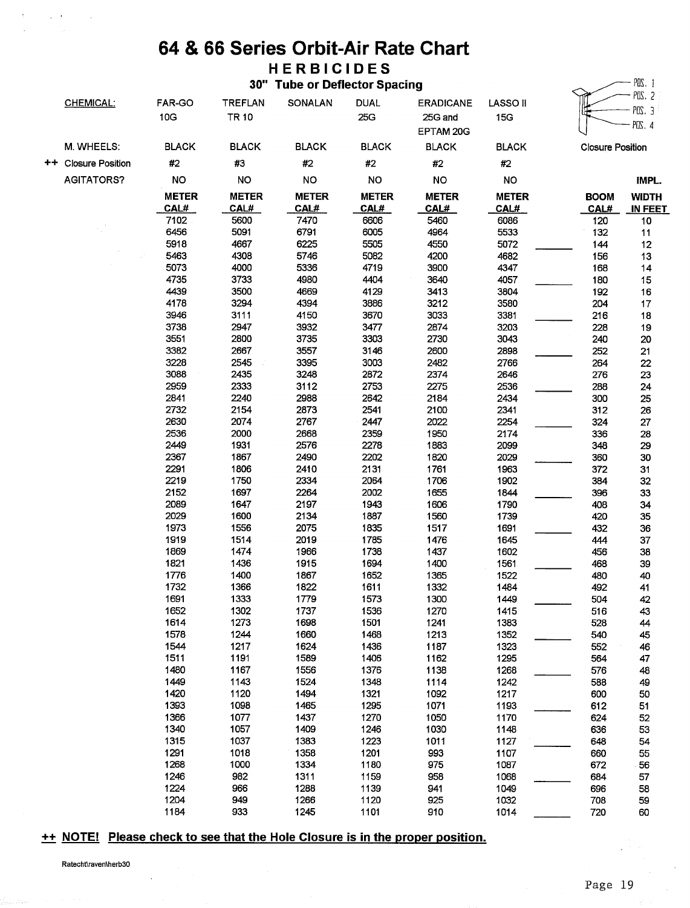# 64 & 66 Series Orbit-Air Rate Chart

## HERBICIDES

### 30" Tube or Deflector Spacing

POS. 1
POS. 2
POS. 3
POS. 4
Closure Position

| CHEMICAL: | FAR-GO 10G | TREFLAN TR 10 | SONALAN | DUAL 25G | ERADICANE 25G and EPTAM 20G | LASSO II 15G | | | |
|---|---|---|---|---|---|---|---|---|---|
| M. WHEELS: | BLACK | BLACK | BLACK | BLACK | BLACK | BLACK | | | |
| ++ Closure Position | #2 | #3 | #2 | #2 | #2 | #2 | | | |
| AGITATORS? | NO | NO | NO | NO | NO | NO | | | |
| | METER CAL# | METER CAL# | METER CAL# | METER CAL# | METER CAL# | METER CAL# | | BOOM CAL# | IMPL. WIDTH IN FEET |
| | 7102 | 5600 | 7470 | 6606 | 5460 | 6086 | | 120 | 10 |
| | 6456 | 5091 | 6791 | 6005 | 4964 | 5533 | | 132 | 11 |
| | 5918 | 4667 | 6225 | 5505 | 4550 | 5072 | ____ | 144 | 12 |
| | 5463 | 4308 | 5746 | 5082 | 4200 | 4682 | | 156 | 13 |
| | 5073 | 4000 | 5336 | 4719 | 3900 | 4347 | | 168 | 14 |
| | 4735 | 3733 | 4980 | 4404 | 3640 | 4057 | ____ | 180 | 15 |
| | 4439 | 3500 | 4669 | 4129 | 3413 | 3804 | | 192 | 16 |
| | 4178 | 3294 | 4394 | 3886 | 3212 | 3580 | | 204 | 17 |
| | 3946 | 3111 | 4150 | 3670 | 3033 | 3381 | ____ | 216 | 18 |
| | 3738 | 2947 | 3932 | 3477 | 2874 | 3203 | | 228 | 19 |
| | 3551 | 2800 | 3735 | 3303 | 2730 | 3043 | | 240 | 20 |
| | 3382 | 2667 | 3557 | 3146 | 2600 | 2898 | ____ | 252 | 21 |
| | 3228 | 2545 | 3395 | 3003 | 2482 | 2766 | | 264 | 22 |
| | 3088 | 2435 | 3248 | 2872 | 2374 | 2646 | | 276 | 23 |
| | 2959 | 2333 | 3112 | 2753 | 2275 | 2536 | ____ | 288 | 24 |
| | 2841 | 2240 | 2988 | 2642 | 2184 | 2434 | | 300 | 25 |
| | 2732 | 2154 | 2873 | 2541 | 2100 | 2341 | | 312 | 26 |
| | 2630 | 2074 | 2767 | 2447 | 2022 | 2254 | ____ | 324 | 27 |
| | 2536 | 2000 | 2668 | 2359 | 1950 | 2174 | | 336 | 28 |
| | 2449 | 1931 | 2576 | 2278 | 1883 | 2099 | | 348 | 29 |
| | 2367 | 1867 | 2490 | 2202 | 1820 | 2029 | ____ | 360 | 30 |
| | 2291 | 1806 | 2410 | 2131 | 1761 | 1963 | | 372 | 31 |
| | 2219 | 1750 | 2334 | 2064 | 1706 | 1902 | | 384 | 32 |
| | 2152 | 1697 | 2264 | 2002 | 1655 | 1844 | ____ | 396 | 33 |
| | 2089 | 1647 | 2197 | 1943 | 1606 | 1790 | | 408 | 34 |
| | 2029 | 1600 | 2134 | 1887 | 1560 | 1739 | | 420 | 35 |
| | 1973 | 1556 | 2075 | 1835 | 1517 | 1691 | ____ | 432 | 36 |
| | 1919 | 1514 | 2019 | 1785 | 1476 | 1645 | | 444 | 37 |
| | 1869 | 1474 | 1966 | 1738 | 1437 | 1602 | | 456 | 38 |
| | 1821 | 1436 | 1915 | 1694 | 1400 | 1561 | ____ | 468 | 39 |
| | 1776 | 1400 | 1867 | 1652 | 1365 | 1522 | | 480 | 40 |
| | 1732 | 1366 | 1822 | 1611 | 1332 | 1484 | | 492 | 41 |
| | 1691 | 1333 | 1779 | 1573 | 1300 | 1449 | ____ | 504 | 42 |
| | 1652 | 1302 | 1737 | 1536 | 1270 | 1415 | | 516 | 43 |
| | 1614 | 1273 | 1698 | 1501 | 1241 | 1383 | | 528 | 44 |
| | 1578 | 1244 | 1660 | 1468 | 1213 | 1352 | ____ | 540 | 45 |
| | 1544 | 1217 | 1624 | 1436 | 1187 | 1323 | | 552 | 46 |
| | 1511 | 1191 | 1589 | 1406 | 1162 | 1295 | | 564 | 47 |
| | 1480 | 1167 | 1556 | 1376 | 1138 | 1268 | ____ | 576 | 48 |
| | 1449 | 1143 | 1524 | 1348 | 1114 | 1242 | | 588 | 49 |
| | 1420 | 1120 | 1494 | 1321 | 1092 | 1217 | | 600 | 50 |
| | 1393 | 1098 | 1465 | 1295 | 1071 | 1193 | ____ | 612 | 51 |
| | 1366 | 1077 | 1437 | 1270 | 1050 | 1170 | | 624 | 52 |
| | 1340 | 1057 | 1409 | 1246 | 1030 | 1148 | | 636 | 53 |
| | 1315 | 1037 | 1383 | 1223 | 1011 | 1127 | ____ | 648 | 54 |
| | 1291 | 1018 | 1358 | 1201 | 993 | 1107 | | 660 | 55 |
| | 1268 | 1000 | 1334 | 1180 | 975 | 1087 | | 672 | 56 |
| | 1246 | 982 | 1311 | 1159 | 958 | 1068 | ____ | 684 | 57 |
| | 1224 | 966 | 1288 | 1139 | 941 | 1049 | | 696 | 58 |
| | 1204 | 949 | 1266 | 1120 | 925 | 1032 | | 708 | 59 |
| | 1184 | 933 | 1245 | 1101 | 910 | 1014 | ____ | 720 | 60 |

**++ NOTE! Please check to see that the Hole Closure is in the proper position.**

Ratecht\raven\herb30